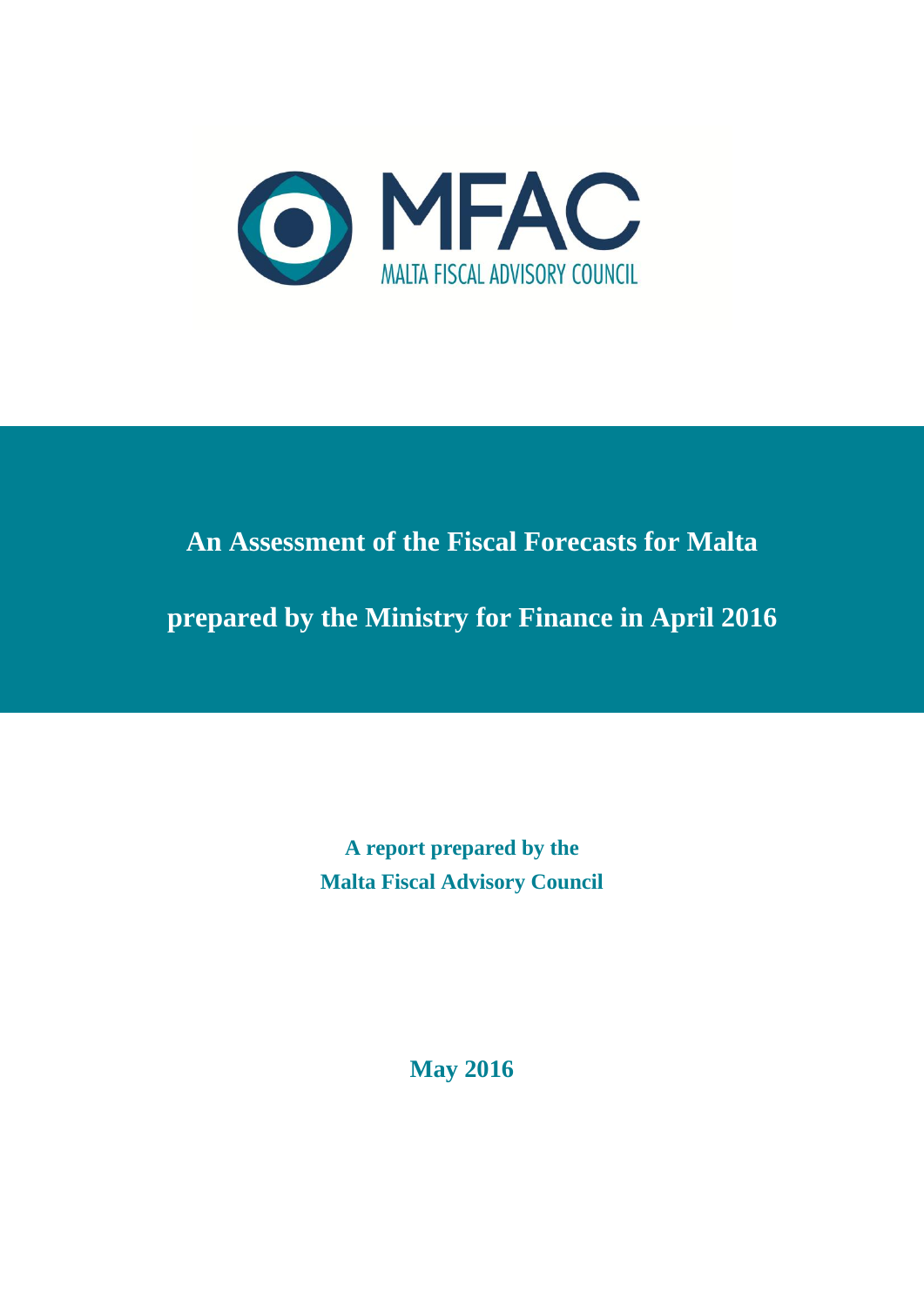MFAC

MALTA FISCAL ADVISORY COUNCIL

# An Assessment of the Fiscal Forecasts for Malta prepared by the Ministry for Finance in April 2016

**A report prepared by the**
**Malta Fiscal Advisory Council**

**May 2016**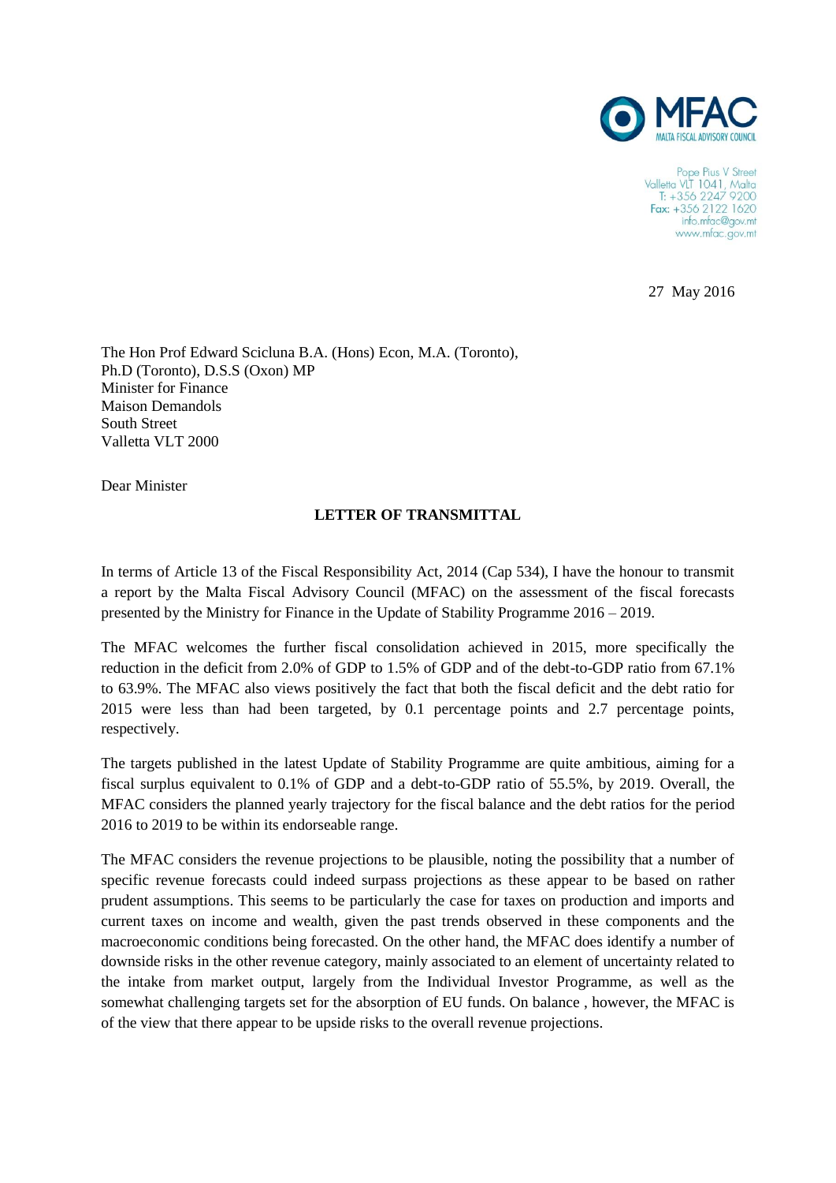Pope Pius V Street
Valletta VLT 1041, Malta
T: +356 2247 9200
Fax: +356 2122 1620
info.mfac@gov.mt
www.mfac.gov.mt

27 May 2016

The Hon Prof Edward Scicluna B.A. (Hons) Econ, M.A. (Toronto), Ph.D (Toronto), D.S.S (Oxon) MP
Minister for Finance
Maison Demandols
South Street
Valletta VLT 2000

Dear Minister

**LETTER OF TRANSMITTAL**

In terms of Article 13 of the Fiscal Responsibility Act, 2014 (Cap 534), I have the honour to transmit a report by the Malta Fiscal Advisory Council (MFAC) on the assessment of the fiscal forecasts presented by the Ministry for Finance in the Update of Stability Programme 2016 – 2019.

The MFAC welcomes the further fiscal consolidation achieved in 2015, more specifically the reduction in the deficit from 2.0% of GDP to 1.5% of GDP and of the debt-to-GDP ratio from 67.1% to 63.9%. The MFAC also views positively the fact that both the fiscal deficit and the debt ratio for 2015 were less than had been targeted, by 0.1 percentage points and 2.7 percentage points, respectively.

The targets published in the latest Update of Stability Programme are quite ambitious, aiming for a fiscal surplus equivalent to 0.1% of GDP and a debt-to-GDP ratio of 55.5%, by 2019. Overall, the MFAC considers the planned yearly trajectory for the fiscal balance and the debt ratios for the period 2016 to 2019 to be within its endorseable range.

The MFAC considers the revenue projections to be plausible, noting the possibility that a number of specific revenue forecasts could indeed surpass projections as these appear to be based on rather prudent assumptions. This seems to be particularly the case for taxes on production and imports and current taxes on income and wealth, given the past trends observed in these components and the macroeconomic conditions being forecasted. On the other hand, the MFAC does identify a number of downside risks in the other revenue category, mainly associated to an element of uncertainty related to the intake from market output, largely from the Individual Investor Programme, as well as the somewhat challenging targets set for the absorption of EU funds. On balance , however, the MFAC is of the view that there appear to be upside risks to the overall revenue projections.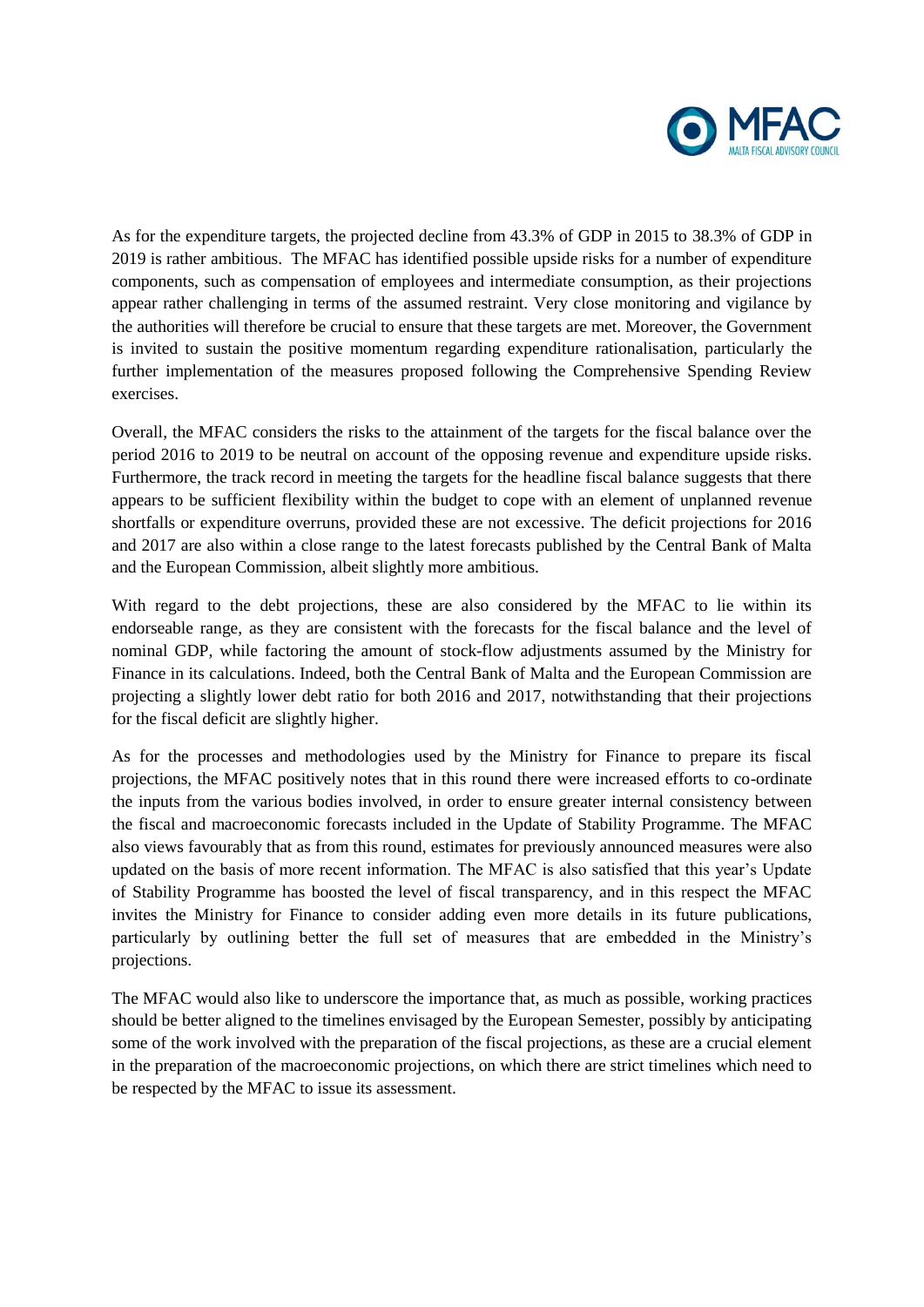As for the expenditure targets, the projected decline from 43.3% of GDP in 2015 to 38.3% of GDP in 2019 is rather ambitious. The MFAC has identified possible upside risks for a number of expenditure components, such as compensation of employees and intermediate consumption, as their projections appear rather challenging in terms of the assumed restraint. Very close monitoring and vigilance by the authorities will therefore be crucial to ensure that these targets are met. Moreover, the Government is invited to sustain the positive momentum regarding expenditure rationalisation, particularly the further implementation of the measures proposed following the Comprehensive Spending Review exercises.

Overall, the MFAC considers the risks to the attainment of the targets for the fiscal balance over the period 2016 to 2019 to be neutral on account of the opposing revenue and expenditure upside risks. Furthermore, the track record in meeting the targets for the headline fiscal balance suggests that there appears to be sufficient flexibility within the budget to cope with an element of unplanned revenue shortfalls or expenditure overruns, provided these are not excessive. The deficit projections for 2016 and 2017 are also within a close range to the latest forecasts published by the Central Bank of Malta and the European Commission, albeit slightly more ambitious.

With regard to the debt projections, these are also considered by the MFAC to lie within its endorseable range, as they are consistent with the forecasts for the fiscal balance and the level of nominal GDP, while factoring the amount of stock-flow adjustments assumed by the Ministry for Finance in its calculations. Indeed, both the Central Bank of Malta and the European Commission are projecting a slightly lower debt ratio for both 2016 and 2017, notwithstanding that their projections for the fiscal deficit are slightly higher.

As for the processes and methodologies used by the Ministry for Finance to prepare its fiscal projections, the MFAC positively notes that in this round there were increased efforts to co-ordinate the inputs from the various bodies involved, in order to ensure greater internal consistency between the fiscal and macroeconomic forecasts included in the Update of Stability Programme. The MFAC also views favourably that as from this round, estimates for previously announced measures were also updated on the basis of more recent information. The MFAC is also satisfied that this year's Update of Stability Programme has boosted the level of fiscal transparency, and in this respect the MFAC invites the Ministry for Finance to consider adding even more details in its future publications, particularly by outlining better the full set of measures that are embedded in the Ministry's projections.

The MFAC would also like to underscore the importance that, as much as possible, working practices should be better aligned to the timelines envisaged by the European Semester, possibly by anticipating some of the work involved with the preparation of the fiscal projections, as these are a crucial element in the preparation of the macroeconomic projections, on which there are strict timelines which need to be respected by the MFAC to issue its assessment.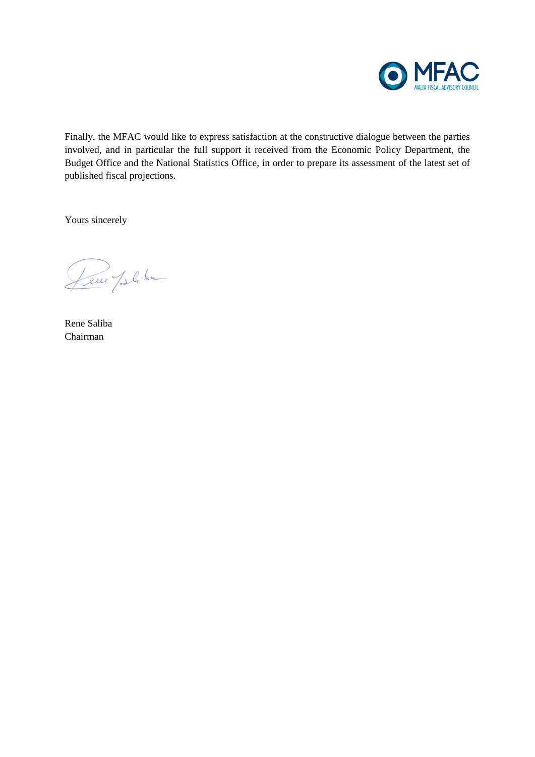Finally, the MFAC would like to express satisfaction at the constructive dialogue between the parties involved, and in particular the full support it received from the Economic Policy Department, the Budget Office and the National Statistics Office, in order to prepare its assessment of the latest set of published fiscal projections.

Yours sincerely

Rene Saliba
Chairman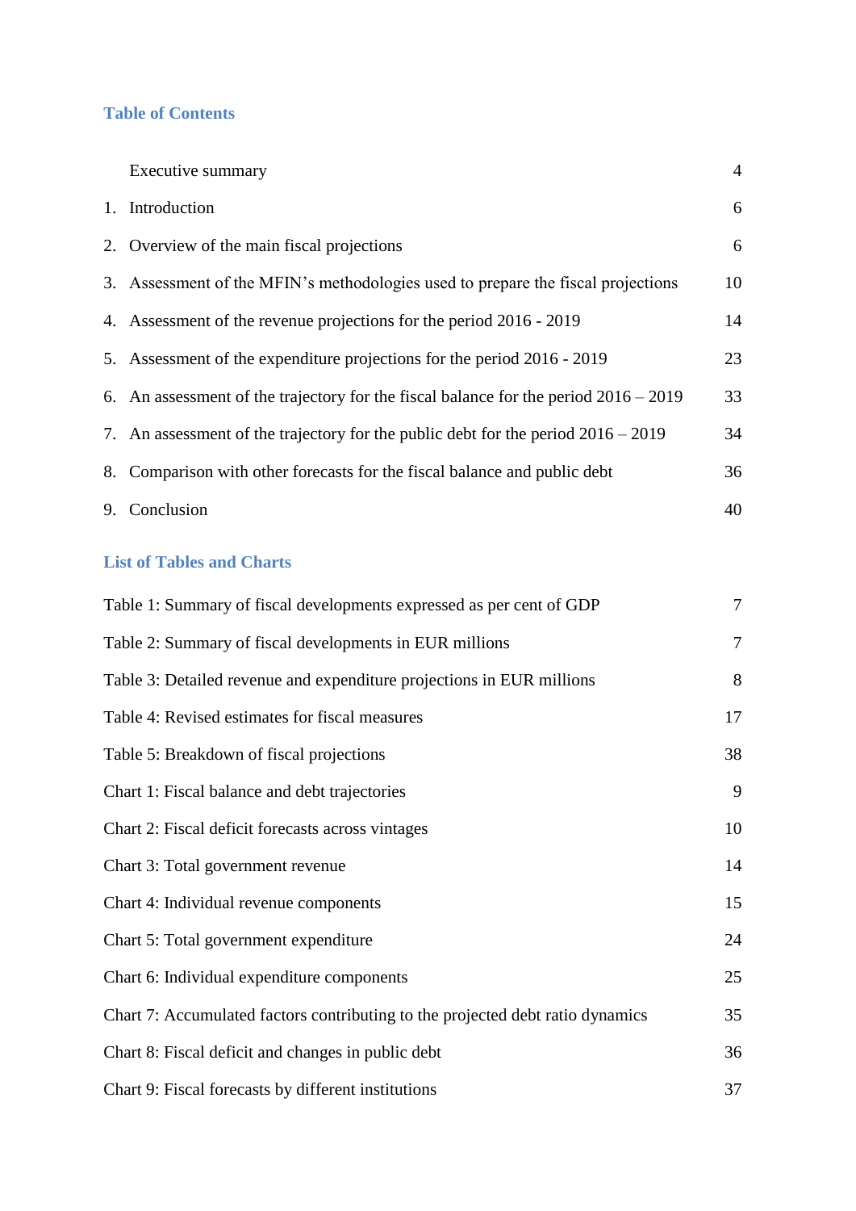## Table of Contents

| | | |
|---|---|---|
| | Executive summary | 4 |
| 1. | Introduction | 6 |
| 2. | Overview of the main fiscal projections | 6 |
| 3. | Assessment of the MFIN's methodologies used to prepare the fiscal projections | 10 |
| 4. | Assessment of the revenue projections for the period 2016 - 2019 | 14 |
| 5. | Assessment of the expenditure projections for the period 2016 - 2019 | 23 |
| 6. | An assessment of the trajectory for the fiscal balance for the period 2016 – 2019 | 33 |
| 7. | An assessment of the trajectory for the public debt for the period 2016 – 2019 | 34 |
| 8. | Comparison with other forecasts for the fiscal balance and public debt | 36 |
| 9. | Conclusion | 40 |

## List of Tables and Charts

| | |
|---|---|
| Table 1: Summary of fiscal developments expressed as per cent of GDP | 7 |
| Table 2: Summary of fiscal developments in EUR millions | 7 |
| Table 3: Detailed revenue and expenditure projections in EUR millions | 8 |
| Table 4: Revised estimates for fiscal measures | 17 |
| Table 5: Breakdown of fiscal projections | 38 |
| Chart 1: Fiscal balance and debt trajectories | 9 |
| Chart 2: Fiscal deficit forecasts across vintages | 10 |
| Chart 3: Total government revenue | 14 |
| Chart 4: Individual revenue components | 15 |
| Chart 5: Total government expenditure | 24 |
| Chart 6: Individual expenditure components | 25 |
| Chart 7: Accumulated factors contributing to the projected debt ratio dynamics | 35 |
| Chart 8: Fiscal deficit and changes in public debt | 36 |
| Chart 9: Fiscal forecasts by different institutions | 37 |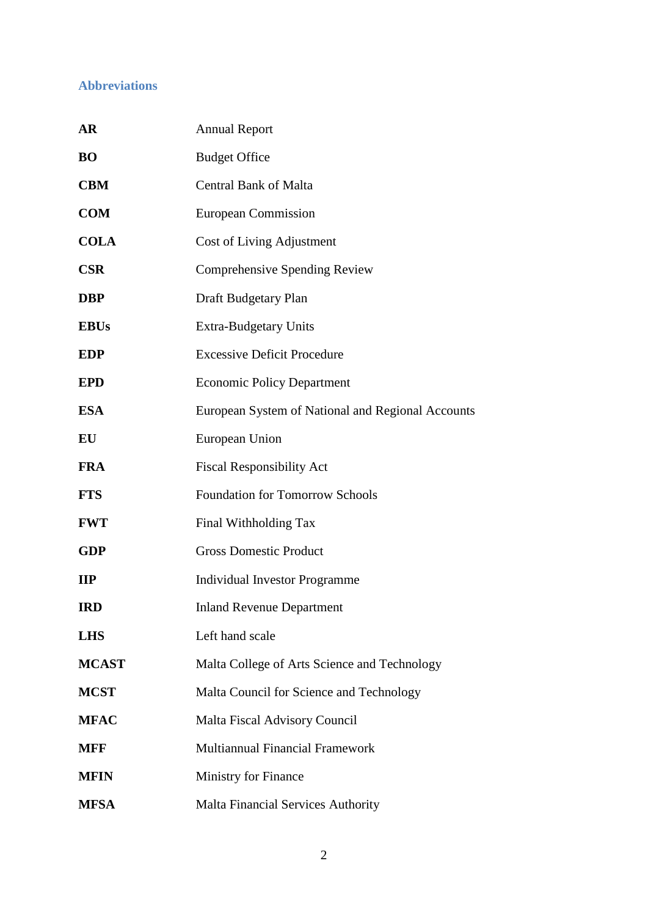## Abbreviations

| | |
|---|---|
| **AR** | Annual Report |
| **BO** | Budget Office |
| **CBM** | Central Bank of Malta |
| **COM** | European Commission |
| **COLA** | Cost of Living Adjustment |
| **CSR** | Comprehensive Spending Review |
| **DBP** | Draft Budgetary Plan |
| **EBUs** | Extra-Budgetary Units |
| **EDP** | Excessive Deficit Procedure |
| **EPD** | Economic Policy Department |
| **ESA** | European System of National and Regional Accounts |
| **EU** | European Union |
| **FRA** | Fiscal Responsibility Act |
| **FTS** | Foundation for Tomorrow Schools |
| **FWT** | Final Withholding Tax |
| **GDP** | Gross Domestic Product |
| **IIP** | Individual Investor Programme |
| **IRD** | Inland Revenue Department |
| **LHS** | Left hand scale |
| **MCAST** | Malta College of Arts Science and Technology |
| **MCST** | Malta Council for Science and Technology |
| **MFAC** | Malta Fiscal Advisory Council |
| **MFF** | Multiannual Financial Framework |
| **MFIN** | Ministry for Finance |
| **MFSA** | Malta Financial Services Authority |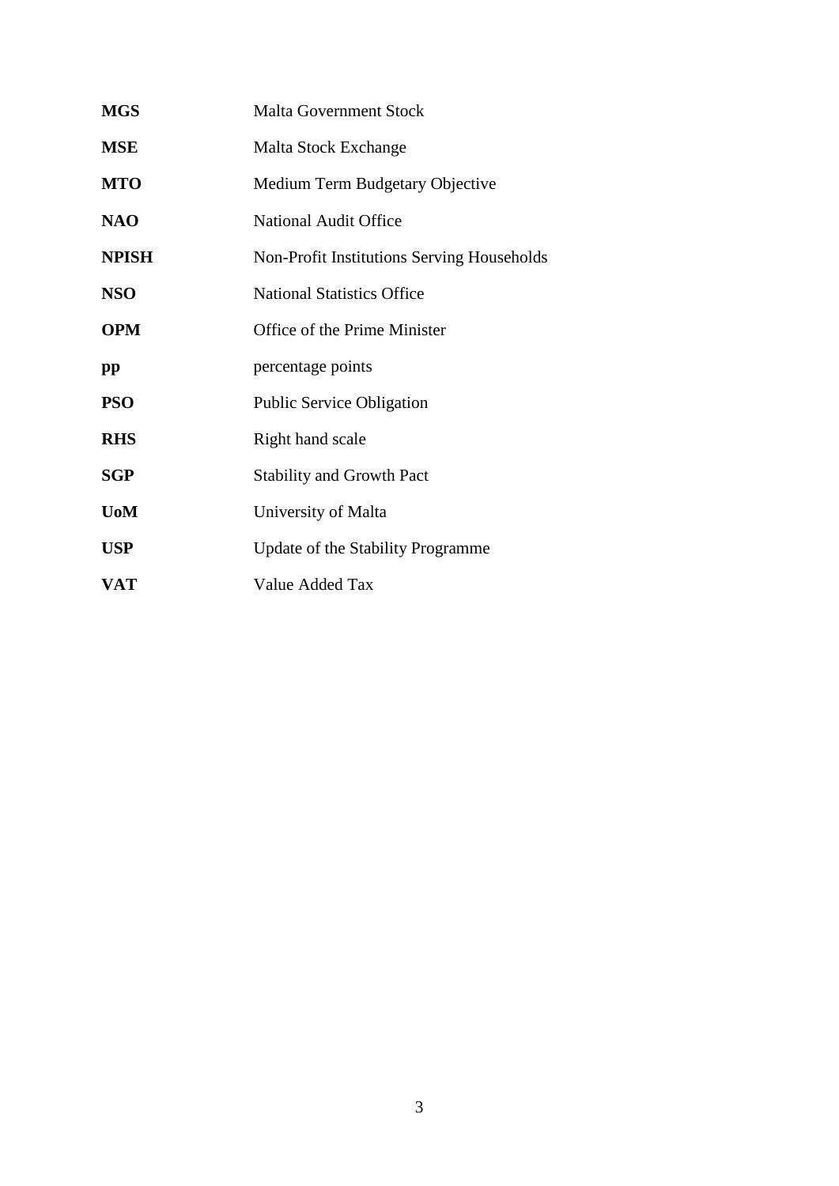| | |
|---|---|
| **MGS** | Malta Government Stock |
| **MSE** | Malta Stock Exchange |
| **MTO** | Medium Term Budgetary Objective |
| **NAO** | National Audit Office |
| **NPISH** | Non-Profit Institutions Serving Households |
| **NSO** | National Statistics Office |
| **OPM** | Office of the Prime Minister |
| **pp** | percentage points |
| **PSO** | Public Service Obligation |
| **RHS** | Right hand scale |
| **SGP** | Stability and Growth Pact |
| **UoM** | University of Malta |
| **USP** | Update of the Stability Programme |
| **VAT** | Value Added Tax |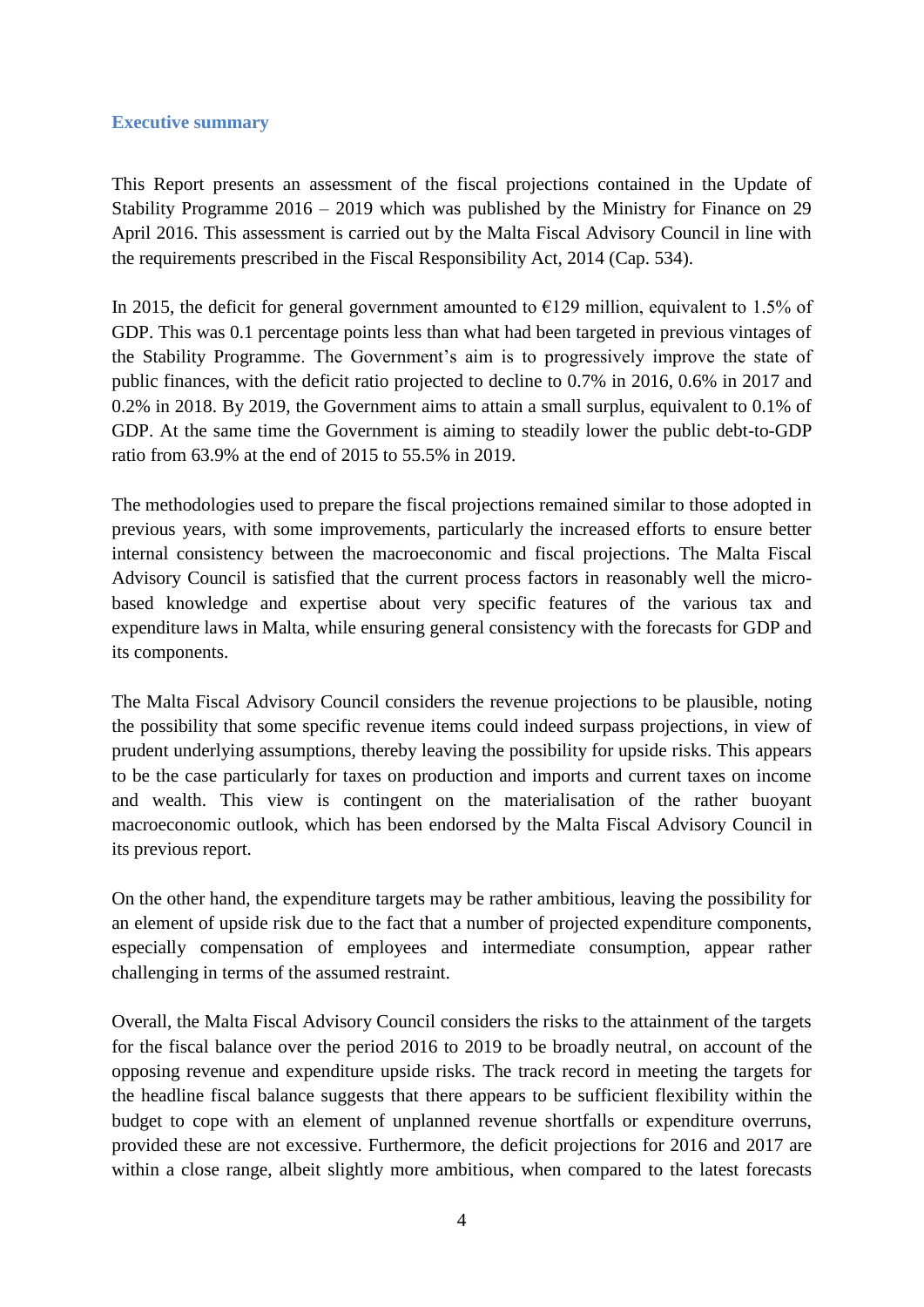## Executive summary

This Report presents an assessment of the fiscal projections contained in the Update of Stability Programme 2016 – 2019 which was published by the Ministry for Finance on 29 April 2016. This assessment is carried out by the Malta Fiscal Advisory Council in line with the requirements prescribed in the Fiscal Responsibility Act, 2014 (Cap. 534).

In 2015, the deficit for general government amounted to €129 million, equivalent to 1.5% of GDP. This was 0.1 percentage points less than what had been targeted in previous vintages of the Stability Programme. The Government's aim is to progressively improve the state of public finances, with the deficit ratio projected to decline to 0.7% in 2016, 0.6% in 2017 and 0.2% in 2018. By 2019, the Government aims to attain a small surplus, equivalent to 0.1% of GDP. At the same time the Government is aiming to steadily lower the public debt-to-GDP ratio from 63.9% at the end of 2015 to 55.5% in 2019.

The methodologies used to prepare the fiscal projections remained similar to those adopted in previous years, with some improvements, particularly the increased efforts to ensure better internal consistency between the macroeconomic and fiscal projections. The Malta Fiscal Advisory Council is satisfied that the current process factors in reasonably well the micro-based knowledge and expertise about very specific features of the various tax and expenditure laws in Malta, while ensuring general consistency with the forecasts for GDP and its components.

The Malta Fiscal Advisory Council considers the revenue projections to be plausible, noting the possibility that some specific revenue items could indeed surpass projections, in view of prudent underlying assumptions, thereby leaving the possibility for upside risks. This appears to be the case particularly for taxes on production and imports and current taxes on income and wealth. This view is contingent on the materialisation of the rather buoyant macroeconomic outlook, which has been endorsed by the Malta Fiscal Advisory Council in its previous report.

On the other hand, the expenditure targets may be rather ambitious, leaving the possibility for an element of upside risk due to the fact that a number of projected expenditure components, especially compensation of employees and intermediate consumption, appear rather challenging in terms of the assumed restraint.

Overall, the Malta Fiscal Advisory Council considers the risks to the attainment of the targets for the fiscal balance over the period 2016 to 2019 to be broadly neutral, on account of the opposing revenue and expenditure upside risks. The track record in meeting the targets for the headline fiscal balance suggests that there appears to be sufficient flexibility within the budget to cope with an element of unplanned revenue shortfalls or expenditure overruns, provided these are not excessive. Furthermore, the deficit projections for 2016 and 2017 are within a close range, albeit slightly more ambitious, when compared to the latest forecasts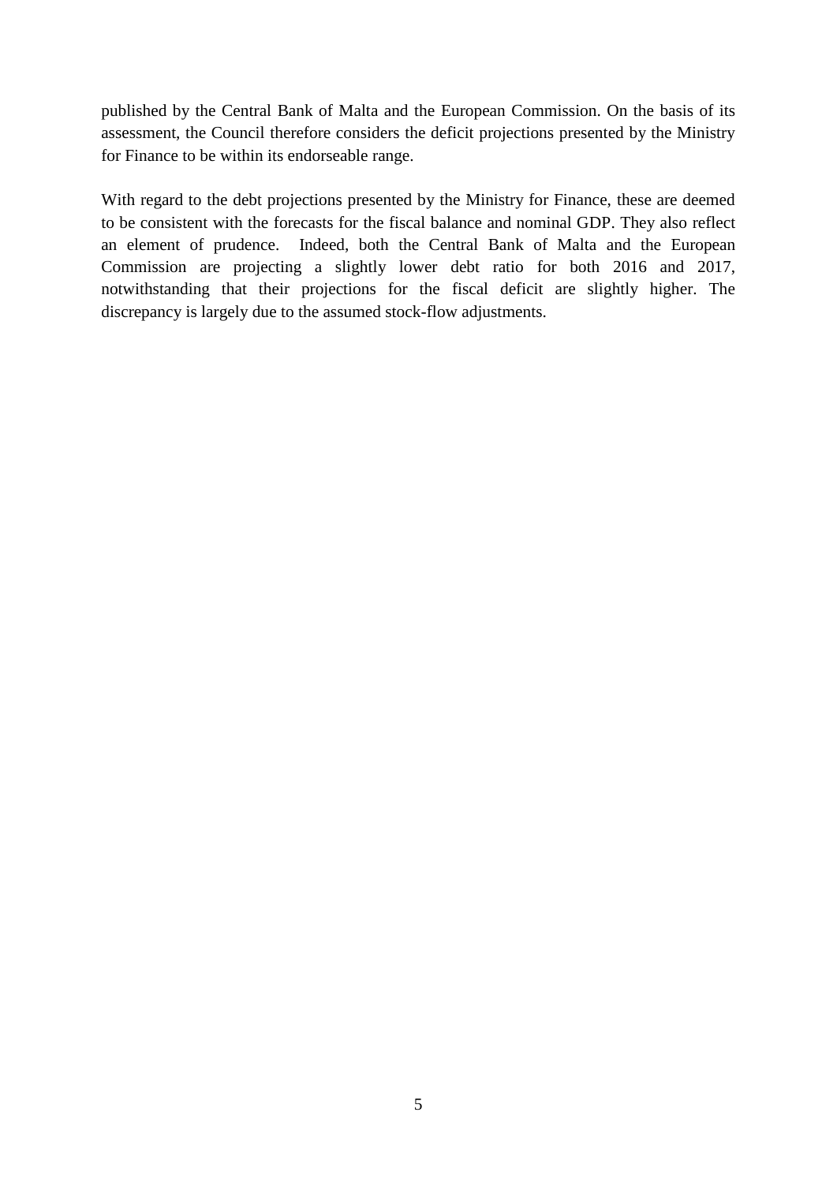published by the Central Bank of Malta and the European Commission. On the basis of its assessment, the Council therefore considers the deficit projections presented by the Ministry for Finance to be within its endorseable range.

With regard to the debt projections presented by the Ministry for Finance, these are deemed to be consistent with the forecasts for the fiscal balance and nominal GDP. They also reflect an element of prudence. Indeed, both the Central Bank of Malta and the European Commission are projecting a slightly lower debt ratio for both 2016 and 2017, notwithstanding that their projections for the fiscal deficit are slightly higher. The discrepancy is largely due to the assumed stock-flow adjustments.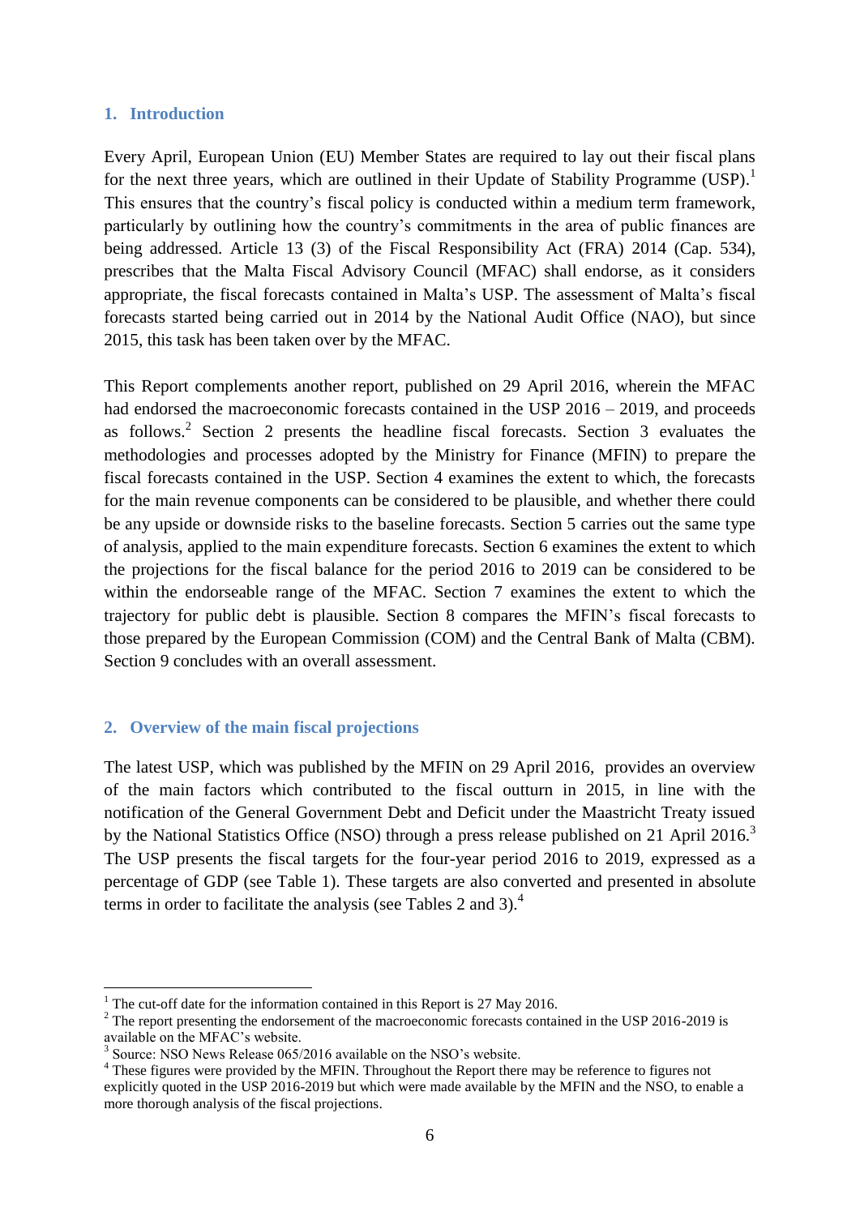## 1. Introduction

Every April, European Union (EU) Member States are required to lay out their fiscal plans for the next three years, which are outlined in their Update of Stability Programme (USP).[1] This ensures that the country's fiscal policy is conducted within a medium term framework, particularly by outlining how the country's commitments in the area of public finances are being addressed. Article 13 (3) of the Fiscal Responsibility Act (FRA) 2014 (Cap. 534), prescribes that the Malta Fiscal Advisory Council (MFAC) shall endorse, as it considers appropriate, the fiscal forecasts contained in Malta's USP. The assessment of Malta's fiscal forecasts started being carried out in 2014 by the National Audit Office (NAO), but since 2015, this task has been taken over by the MFAC.

This Report complements another report, published on 29 April 2016, wherein the MFAC had endorsed the macroeconomic forecasts contained in the USP 2016 – 2019, and proceeds as follows.[2] Section 2 presents the headline fiscal forecasts. Section 3 evaluates the methodologies and processes adopted by the Ministry for Finance (MFIN) to prepare the fiscal forecasts contained in the USP. Section 4 examines the extent to which, the forecasts for the main revenue components can be considered to be plausible, and whether there could be any upside or downside risks to the baseline forecasts. Section 5 carries out the same type of analysis, applied to the main expenditure forecasts. Section 6 examines the extent to which the projections for the fiscal balance for the period 2016 to 2019 can be considered to be within the endorseable range of the MFAC. Section 7 examines the extent to which the trajectory for public debt is plausible. Section 8 compares the MFIN's fiscal forecasts to those prepared by the European Commission (COM) and the Central Bank of Malta (CBM). Section 9 concludes with an overall assessment.

## 2. Overview of the main fiscal projections

The latest USP, which was published by the MFIN on 29 April 2016, provides an overview of the main factors which contributed to the fiscal outturn in 2015, in line with the notification of the General Government Debt and Deficit under the Maastricht Treaty issued by the National Statistics Office (NSO) through a press release published on 21 April 2016.[3] The USP presents the fiscal targets for the four-year period 2016 to 2019, expressed as a percentage of GDP (see Table 1). These targets are also converted and presented in absolute terms in order to facilitate the analysis (see Tables 2 and 3).[4]

---

[1] The cut-off date for the information contained in this Report is 27 May 2016.

[2] The report presenting the endorsement of the macroeconomic forecasts contained in the USP 2016-2019 is available on the MFAC's website.

[3] Source: NSO News Release 065/2016 available on the NSO's website.

[4] These figures were provided by the MFIN. Throughout the Report there may be reference to figures not explicitly quoted in the USP 2016-2019 but which were made available by the MFIN and the NSO, to enable a more thorough analysis of the fiscal projections.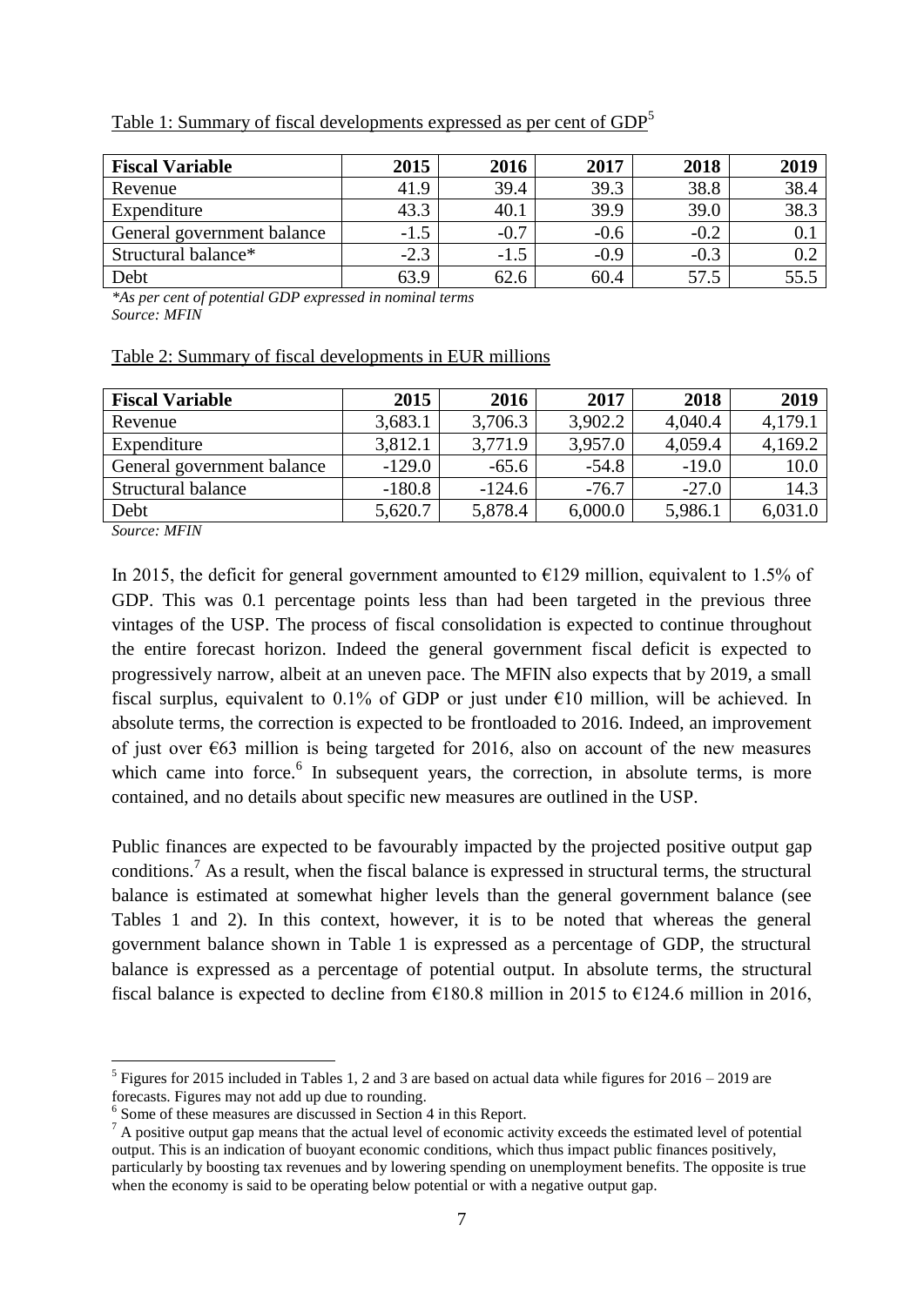Table 1: Summary of fiscal developments expressed as per cent of GDP[5]

| Fiscal Variable | 2015 | 2016 | 2017 | 2018 | 2019 |
|---|---|---|---|---|---|
| Revenue | 41.9 | 39.4 | 39.3 | 38.8 | 38.4 |
| Expenditure | 43.3 | 40.1 | 39.9 | 39.0 | 38.3 |
| General government balance | -1.5 | -0.7 | -0.6 | -0.2 | 0.1 |
| Structural balance* | -2.3 | -1.5 | -0.9 | -0.3 | 0.2 |
| Debt | 63.9 | 62.6 | 60.4 | 57.5 | 55.5 |

*\*As per cent of potential GDP expressed in nominal terms*
*Source: MFIN*

Table 2: Summary of fiscal developments in EUR millions

| Fiscal Variable | 2015 | 2016 | 2017 | 2018 | 2019 |
|---|---|---|---|---|---|
| Revenue | 3,683.1 | 3,706.3 | 3,902.2 | 4,040.4 | 4,179.1 |
| Expenditure | 3,812.1 | 3,771.9 | 3,957.0 | 4,059.4 | 4,169.2 |
| General government balance | -129.0 | -65.6 | -54.8 | -19.0 | 10.0 |
| Structural balance | -180.8 | -124.6 | -76.7 | -27.0 | 14.3 |
| Debt | 5,620.7 | 5,878.4 | 6,000.0 | 5,986.1 | 6,031.0 |

*Source: MFIN*

In 2015, the deficit for general government amounted to €129 million, equivalent to 1.5% of GDP. This was 0.1 percentage points less than had been targeted in the previous three vintages of the USP. The process of fiscal consolidation is expected to continue throughout the entire forecast horizon. Indeed the general government fiscal deficit is expected to progressively narrow, albeit at an uneven pace. The MFIN also expects that by 2019, a small fiscal surplus, equivalent to 0.1% of GDP or just under €10 million, will be achieved. In absolute terms, the correction is expected to be frontloaded to 2016. Indeed, an improvement of just over €63 million is being targeted for 2016, also on account of the new measures which came into force.[6] In subsequent years, the correction, in absolute terms, is more contained, and no details about specific new measures are outlined in the USP.

Public finances are expected to be favourably impacted by the projected positive output gap conditions.[7] As a result, when the fiscal balance is expressed in structural terms, the structural balance is estimated at somewhat higher levels than the general government balance (see Tables 1 and 2). In this context, however, it is to be noted that whereas the general government balance shown in Table 1 is expressed as a percentage of GDP, the structural balance is expressed as a percentage of potential output. In absolute terms, the structural fiscal balance is expected to decline from €180.8 million in 2015 to €124.6 million in 2016,

---

[5] Figures for 2015 included in Tables 1, 2 and 3 are based on actual data while figures for 2016 – 2019 are forecasts. Figures may not add up due to rounding.

[6] Some of these measures are discussed in Section 4 in this Report.

[7] A positive output gap means that the actual level of economic activity exceeds the estimated level of potential output. This is an indication of buoyant economic conditions, which thus impact public finances positively, particularly by boosting tax revenues and by lowering spending on unemployment benefits. The opposite is true when the economy is said to be operating below potential or with a negative output gap.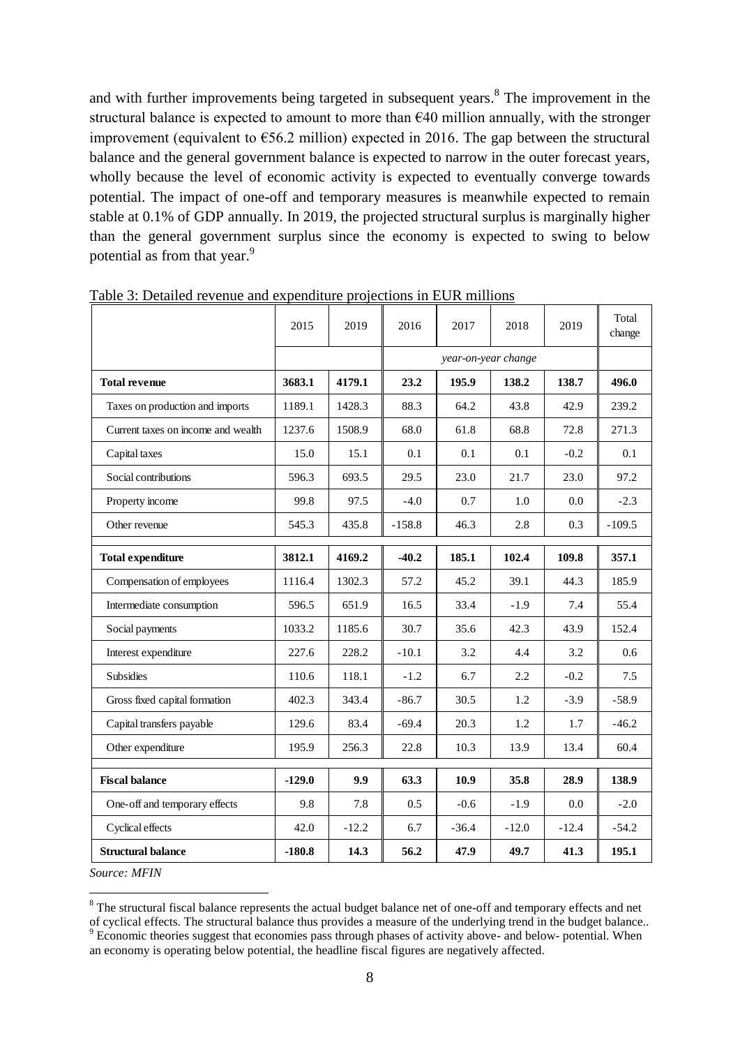and with further improvements being targeted in subsequent years.[8] The improvement in the structural balance is expected to amount to more than €40 million annually, with the stronger improvement (equivalent to €56.2 million) expected in 2016. The gap between the structural balance and the general government balance is expected to narrow in the outer forecast years, wholly because the level of economic activity is expected to eventually converge towards potential. The impact of one-off and temporary measures is meanwhile expected to remain stable at 0.1% of GDP annually. In 2019, the projected structural surplus is marginally higher than the general government surplus since the economy is expected to swing to below potential as from that year.[9]

Table 3: Detailed revenue and expenditure projections in EUR millions

| | 2015 | 2019 | 2016 | 2017 | 2018 | 2019 | Total change |
|---|---|---|---|---|---|---|---|
| | | | *year-on-year change* | | | | |
| **Total revenue** | **3683.1** | **4179.1** | **23.2** | **195.9** | **138.2** | **138.7** | **496.0** |
| Taxes on production and imports | 1189.1 | 1428.3 | 88.3 | 64.2 | 43.8 | 42.9 | 239.2 |
| Current taxes on income and wealth | 1237.6 | 1508.9 | 68.0 | 61.8 | 68.8 | 72.8 | 271.3 |
| Capital taxes | 15.0 | 15.1 | 0.1 | 0.1 | 0.1 | -0.2 | 0.1 |
| Social contributions | 596.3 | 693.5 | 29.5 | 23.0 | 21.7 | 23.0 | 97.2 |
| Property income | 99.8 | 97.5 | -4.0 | 0.7 | 1.0 | 0.0 | -2.3 |
| Other revenue | 545.3 | 435.8 | -158.8 | 46.3 | 2.8 | 0.3 | -109.5 |
| **Total expenditure** | **3812.1** | **4169.2** | **-40.2** | **185.1** | **102.4** | **109.8** | **357.1** |
| Compensation of employees | 1116.4 | 1302.3 | 57.2 | 45.2 | 39.1 | 44.3 | 185.9 |
| Intermediate consumption | 596.5 | 651.9 | 16.5 | 33.4 | -1.9 | 7.4 | 55.4 |
| Social payments | 1033.2 | 1185.6 | 30.7 | 35.6 | 42.3 | 43.9 | 152.4 |
| Interest expenditure | 227.6 | 228.2 | -10.1 | 3.2 | 4.4 | 3.2 | 0.6 |
| Subsidies | 110.6 | 118.1 | -1.2 | 6.7 | 2.2 | -0.2 | 7.5 |
| Gross fixed capital formation | 402.3 | 343.4 | -86.7 | 30.5 | 1.2 | -3.9 | -58.9 |
| Capital transfers payable | 129.6 | 83.4 | -69.4 | 20.3 | 1.2 | 1.7 | -46.2 |
| Other expenditure | 195.9 | 256.3 | 22.8 | 10.3 | 13.9 | 13.4 | 60.4 |
| **Fiscal balance** | **-129.0** | **9.9** | **63.3** | **10.9** | **35.8** | **28.9** | **138.9** |
| One-off and temporary effects | 9.8 | 7.8 | 0.5 | -0.6 | -1.9 | 0.0 | -2.0 |
| Cyclical effects | 42.0 | -12.2 | 6.7 | -36.4 | -12.0 | -12.4 | -54.2 |
| **Structural balance** | **-180.8** | **14.3** | **56.2** | **47.9** | **49.7** | **41.3** | **195.1** |

*Source: MFIN*

[8] The structural fiscal balance represents the actual budget balance net of one-off and temporary effects and net of cyclical effects. The structural balance thus provides a measure of the underlying trend in the budget balance..

[9] Economic theories suggest that economies pass through phases of activity above- and below- potential. When an economy is operating below potential, the headline fiscal figures are negatively affected.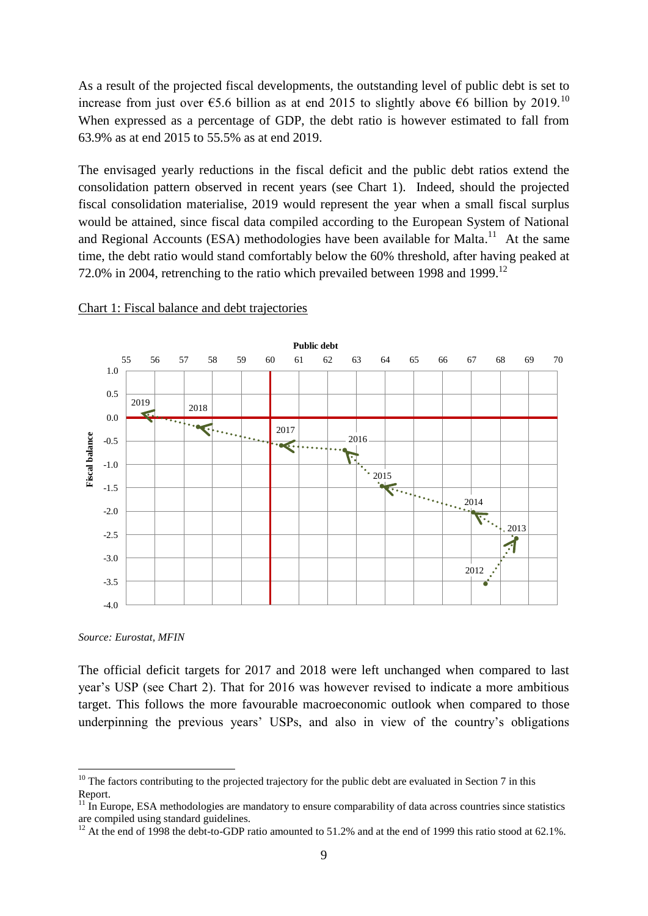As a result of the projected fiscal developments, the outstanding level of public debt is set to increase from just over €5.6 billion as at end 2015 to slightly above €6 billion by 2019.[10] When expressed as a percentage of GDP, the debt ratio is however estimated to fall from 63.9% as at end 2015 to 55.5% as at end 2019.

The envisaged yearly reductions in the fiscal deficit and the public debt ratios extend the consolidation pattern observed in recent years (see Chart 1). Indeed, should the projected fiscal consolidation materialise, 2019 would represent the year when a small fiscal surplus would be attained, since fiscal data compiled according to the European System of National and Regional Accounts (ESA) methodologies have been available for Malta.[11] At the same time, the debt ratio would stand comfortably below the 60% threshold, after having peaked at 72.0% in 2004, retrenching to the ratio which prevailed between 1998 and 1999.[12]

Chart 1: Fiscal balance and debt trajectories

*Source: Eurostat, MFIN*

The official deficit targets for 2017 and 2018 were left unchanged when compared to last year's USP (see Chart 2). That for 2016 was however revised to indicate a more ambitious target. This follows the more favourable macroeconomic outlook when compared to those underpinning the previous years' USPs, and also in view of the country's obligations

[10] The factors contributing to the projected trajectory for the public debt are evaluated in Section 7 in this Report.

[11] In Europe, ESA methodologies are mandatory to ensure comparability of data across countries since statistics are compiled using standard guidelines.

[12] At the end of 1998 the debt-to-GDP ratio amounted to 51.2% and at the end of 1999 this ratio stood at 62.1%.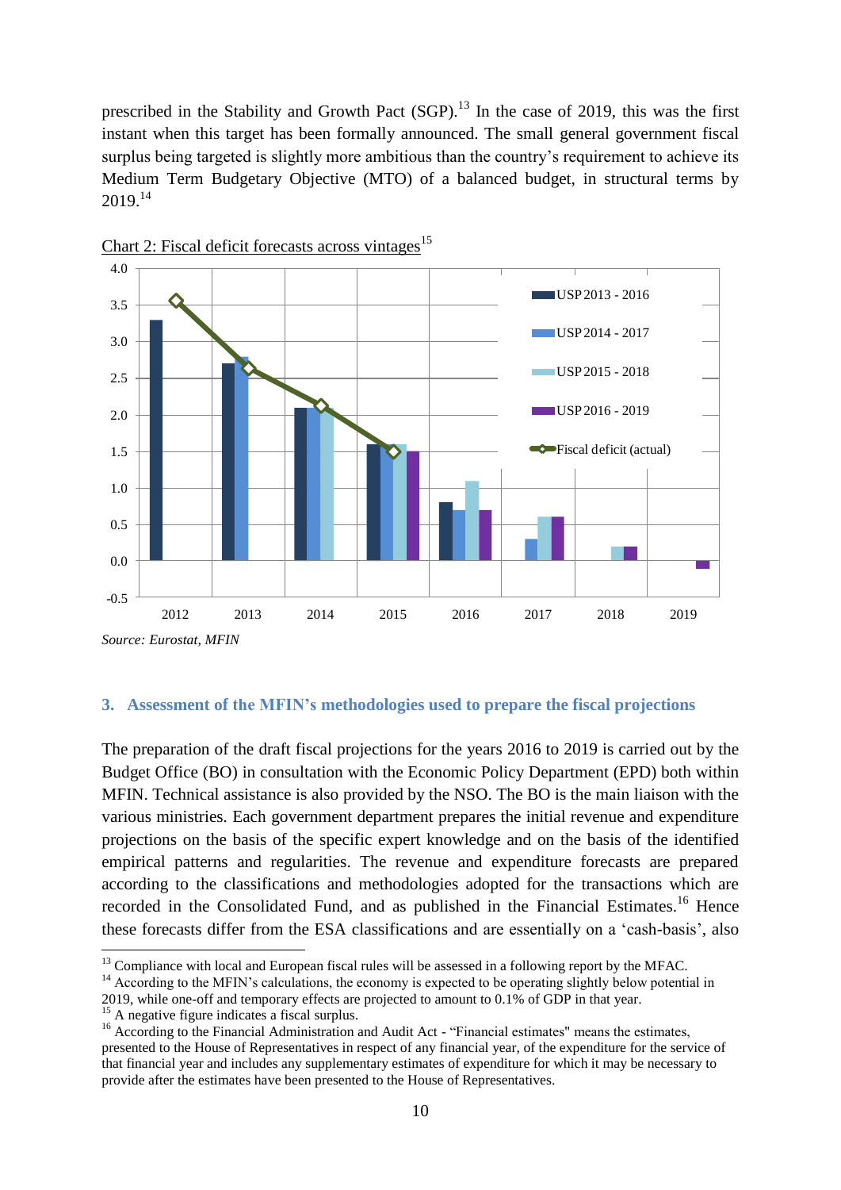prescribed in the Stability and Growth Pact (SGP).[13] In the case of 2019, this was the first instant when this target has been formally announced. The small general government fiscal surplus being targeted is slightly more ambitious than the country's requirement to achieve its Medium Term Budgetary Objective (MTO) of a balanced budget, in structural terms by 2019.[14]

Chart 2: Fiscal deficit forecasts across vintages[15]

*Source: Eurostat, MFIN*

## 3. Assessment of the MFIN's methodologies used to prepare the fiscal projections

The preparation of the draft fiscal projections for the years 2016 to 2019 is carried out by the Budget Office (BO) in consultation with the Economic Policy Department (EPD) both within MFIN. Technical assistance is also provided by the NSO. The BO is the main liaison with the various ministries. Each government department prepares the initial revenue and expenditure projections on the basis of the specific expert knowledge and on the basis of the identified empirical patterns and regularities. The revenue and expenditure forecasts are prepared according to the classifications and methodologies adopted for the transactions which are recorded in the Consolidated Fund, and as published in the Financial Estimates.[16] Hence these forecasts differ from the ESA classifications and are essentially on a 'cash-basis', also

---

[13] Compliance with local and European fiscal rules will be assessed in a following report by the MFAC.

[14] According to the MFIN's calculations, the economy is expected to be operating slightly below potential in 2019, while one-off and temporary effects are projected to amount to 0.1% of GDP in that year.

[15] A negative figure indicates a fiscal surplus.

[16] According to the Financial Administration and Audit Act - "Financial estimates" means the estimates, presented to the House of Representatives in respect of any financial year, of the expenditure for the service of that financial year and includes any supplementary estimates of expenditure for which it may be necessary to provide after the estimates have been presented to the House of Representatives.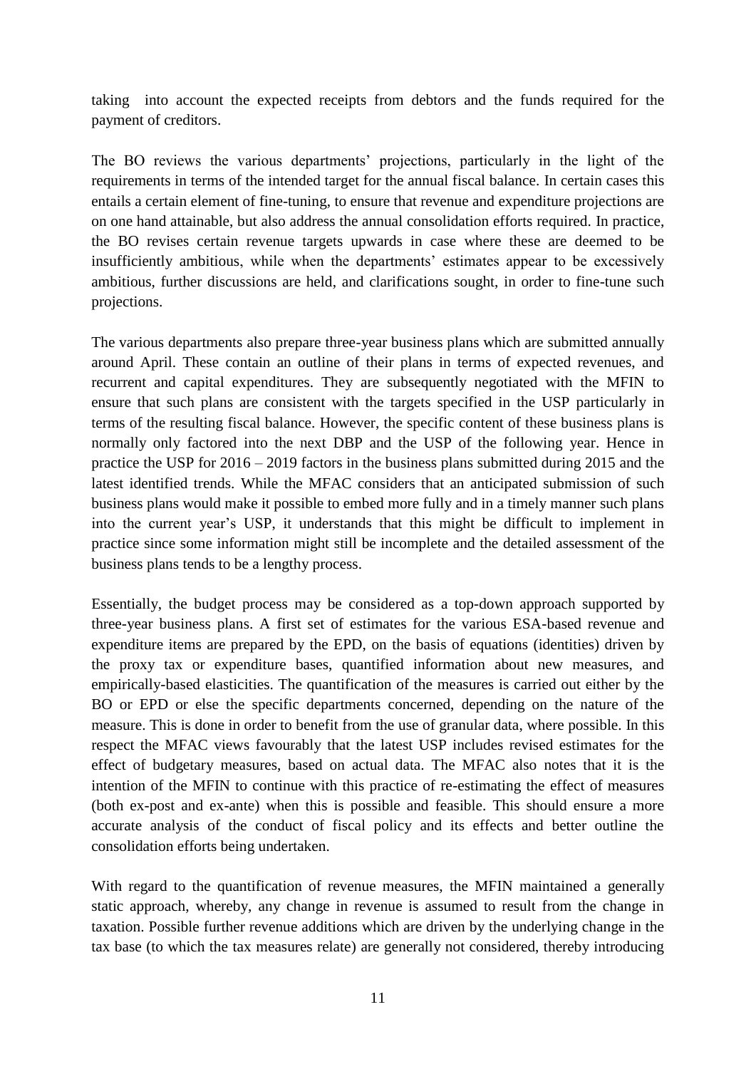taking into account the expected receipts from debtors and the funds required for the payment of creditors.

The BO reviews the various departments' projections, particularly in the light of the requirements in terms of the intended target for the annual fiscal balance. In certain cases this entails a certain element of fine-tuning, to ensure that revenue and expenditure projections are on one hand attainable, but also address the annual consolidation efforts required. In practice, the BO revises certain revenue targets upwards in case where these are deemed to be insufficiently ambitious, while when the departments' estimates appear to be excessively ambitious, further discussions are held, and clarifications sought, in order to fine-tune such projections.

The various departments also prepare three-year business plans which are submitted annually around April. These contain an outline of their plans in terms of expected revenues, and recurrent and capital expenditures. They are subsequently negotiated with the MFIN to ensure that such plans are consistent with the targets specified in the USP particularly in terms of the resulting fiscal balance. However, the specific content of these business plans is normally only factored into the next DBP and the USP of the following year. Hence in practice the USP for 2016 – 2019 factors in the business plans submitted during 2015 and the latest identified trends. While the MFAC considers that an anticipated submission of such business plans would make it possible to embed more fully and in a timely manner such plans into the current year's USP, it understands that this might be difficult to implement in practice since some information might still be incomplete and the detailed assessment of the business plans tends to be a lengthy process.

Essentially, the budget process may be considered as a top-down approach supported by three-year business plans. A first set of estimates for the various ESA-based revenue and expenditure items are prepared by the EPD, on the basis of equations (identities) driven by the proxy tax or expenditure bases, quantified information about new measures, and empirically-based elasticities. The quantification of the measures is carried out either by the BO or EPD or else the specific departments concerned, depending on the nature of the measure. This is done in order to benefit from the use of granular data, where possible. In this respect the MFAC views favourably that the latest USP includes revised estimates for the effect of budgetary measures, based on actual data. The MFAC also notes that it is the intention of the MFIN to continue with this practice of re-estimating the effect of measures (both ex-post and ex-ante) when this is possible and feasible. This should ensure a more accurate analysis of the conduct of fiscal policy and its effects and better outline the consolidation efforts being undertaken.

With regard to the quantification of revenue measures, the MFIN maintained a generally static approach, whereby, any change in revenue is assumed to result from the change in taxation. Possible further revenue additions which are driven by the underlying change in the tax base (to which the tax measures relate) are generally not considered, thereby introducing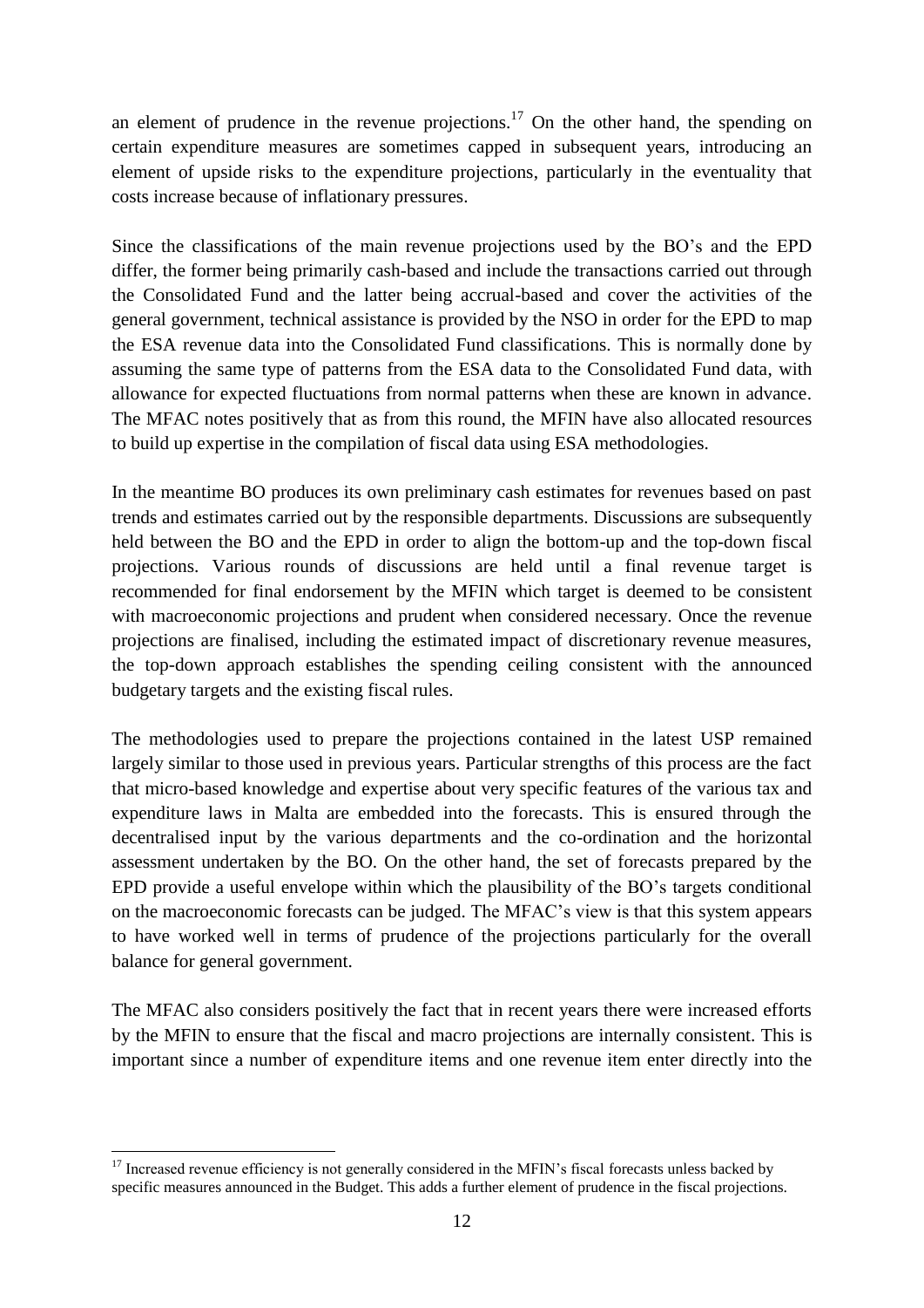an element of prudence in the revenue projections.[17] On the other hand, the spending on certain expenditure measures are sometimes capped in subsequent years, introducing an element of upside risks to the expenditure projections, particularly in the eventuality that costs increase because of inflationary pressures.

Since the classifications of the main revenue projections used by the BO's and the EPD differ, the former being primarily cash-based and include the transactions carried out through the Consolidated Fund and the latter being accrual-based and cover the activities of the general government, technical assistance is provided by the NSO in order for the EPD to map the ESA revenue data into the Consolidated Fund classifications. This is normally done by assuming the same type of patterns from the ESA data to the Consolidated Fund data, with allowance for expected fluctuations from normal patterns when these are known in advance. The MFAC notes positively that as from this round, the MFIN have also allocated resources to build up expertise in the compilation of fiscal data using ESA methodologies.

In the meantime BO produces its own preliminary cash estimates for revenues based on past trends and estimates carried out by the responsible departments. Discussions are subsequently held between the BO and the EPD in order to align the bottom-up and the top-down fiscal projections. Various rounds of discussions are held until a final revenue target is recommended for final endorsement by the MFIN which target is deemed to be consistent with macroeconomic projections and prudent when considered necessary. Once the revenue projections are finalised, including the estimated impact of discretionary revenue measures, the top-down approach establishes the spending ceiling consistent with the announced budgetary targets and the existing fiscal rules.

The methodologies used to prepare the projections contained in the latest USP remained largely similar to those used in previous years. Particular strengths of this process are the fact that micro-based knowledge and expertise about very specific features of the various tax and expenditure laws in Malta are embedded into the forecasts. This is ensured through the decentralised input by the various departments and the co-ordination and the horizontal assessment undertaken by the BO. On the other hand, the set of forecasts prepared by the EPD provide a useful envelope within which the plausibility of the BO's targets conditional on the macroeconomic forecasts can be judged. The MFAC's view is that this system appears to have worked well in terms of prudence of the projections particularly for the overall balance for general government.

The MFAC also considers positively the fact that in recent years there were increased efforts by the MFIN to ensure that the fiscal and macro projections are internally consistent. This is important since a number of expenditure items and one revenue item enter directly into the

[17] Increased revenue efficiency is not generally considered in the MFIN's fiscal forecasts unless backed by specific measures announced in the Budget. This adds a further element of prudence in the fiscal projections.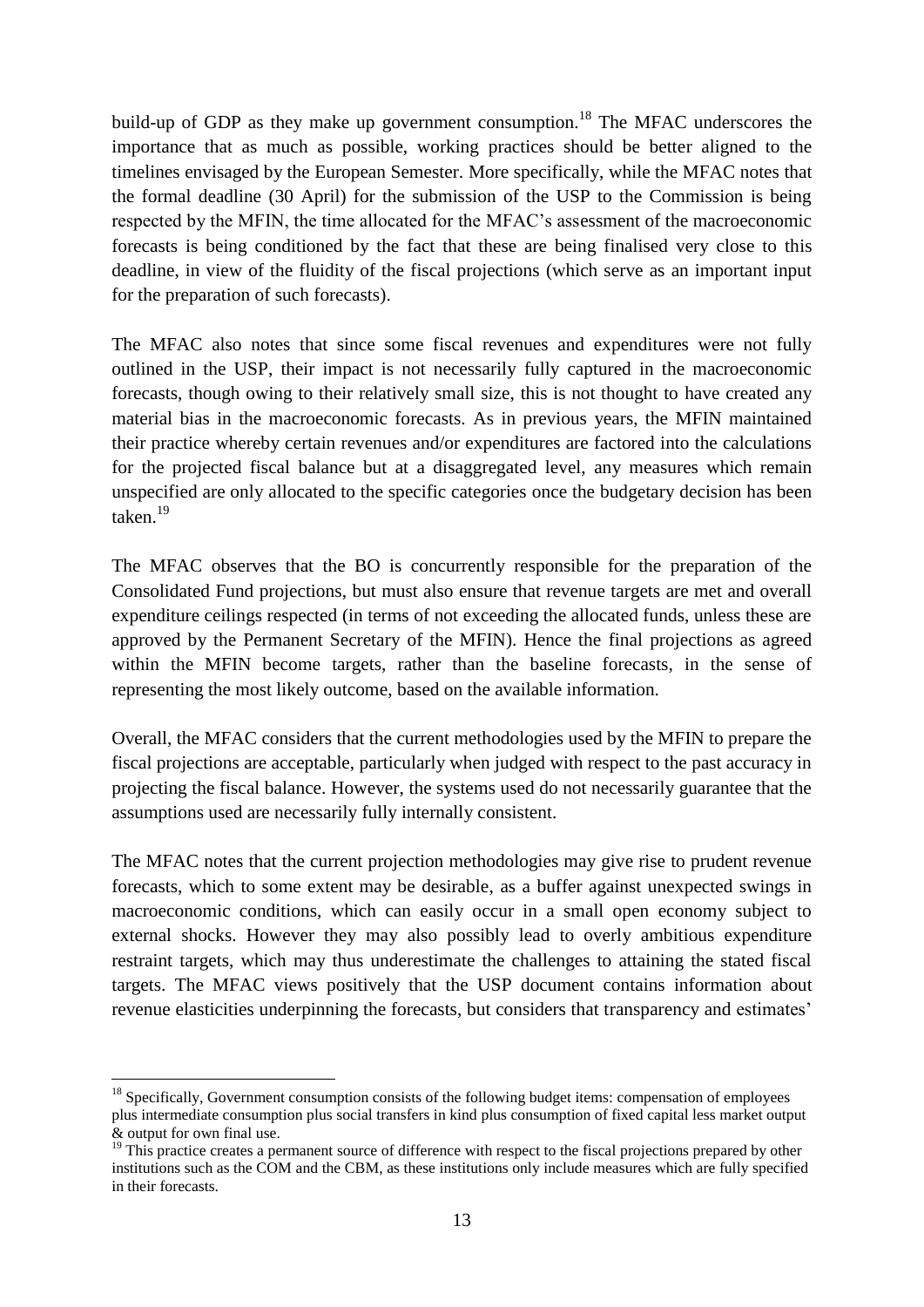build-up of GDP as they make up government consumption.[18] The MFAC underscores the importance that as much as possible, working practices should be better aligned to the timelines envisaged by the European Semester. More specifically, while the MFAC notes that the formal deadline (30 April) for the submission of the USP to the Commission is being respected by the MFIN, the time allocated for the MFAC's assessment of the macroeconomic forecasts is being conditioned by the fact that these are being finalised very close to this deadline, in view of the fluidity of the fiscal projections (which serve as an important input for the preparation of such forecasts).

The MFAC also notes that since some fiscal revenues and expenditures were not fully outlined in the USP, their impact is not necessarily fully captured in the macroeconomic forecasts, though owing to their relatively small size, this is not thought to have created any material bias in the macroeconomic forecasts. As in previous years, the MFIN maintained their practice whereby certain revenues and/or expenditures are factored into the calculations for the projected fiscal balance but at a disaggregated level, any measures which remain unspecified are only allocated to the specific categories once the budgetary decision has been taken.[19]

The MFAC observes that the BO is concurrently responsible for the preparation of the Consolidated Fund projections, but must also ensure that revenue targets are met and overall expenditure ceilings respected (in terms of not exceeding the allocated funds, unless these are approved by the Permanent Secretary of the MFIN). Hence the final projections as agreed within the MFIN become targets, rather than the baseline forecasts, in the sense of representing the most likely outcome, based on the available information.

Overall, the MFAC considers that the current methodologies used by the MFIN to prepare the fiscal projections are acceptable, particularly when judged with respect to the past accuracy in projecting the fiscal balance. However, the systems used do not necessarily guarantee that the assumptions used are necessarily fully internally consistent.

The MFAC notes that the current projection methodologies may give rise to prudent revenue forecasts, which to some extent may be desirable, as a buffer against unexpected swings in macroeconomic conditions, which can easily occur in a small open economy subject to external shocks. However they may also possibly lead to overly ambitious expenditure restraint targets, which may thus underestimate the challenges to attaining the stated fiscal targets. The MFAC views positively that the USP document contains information about revenue elasticities underpinning the forecasts, but considers that transparency and estimates'

---

[18] Specifically, Government consumption consists of the following budget items: compensation of employees plus intermediate consumption plus social transfers in kind plus consumption of fixed capital less market output & output for own final use.

[19] This practice creates a permanent source of difference with respect to the fiscal projections prepared by other institutions such as the COM and the CBM, as these institutions only include measures which are fully specified in their forecasts.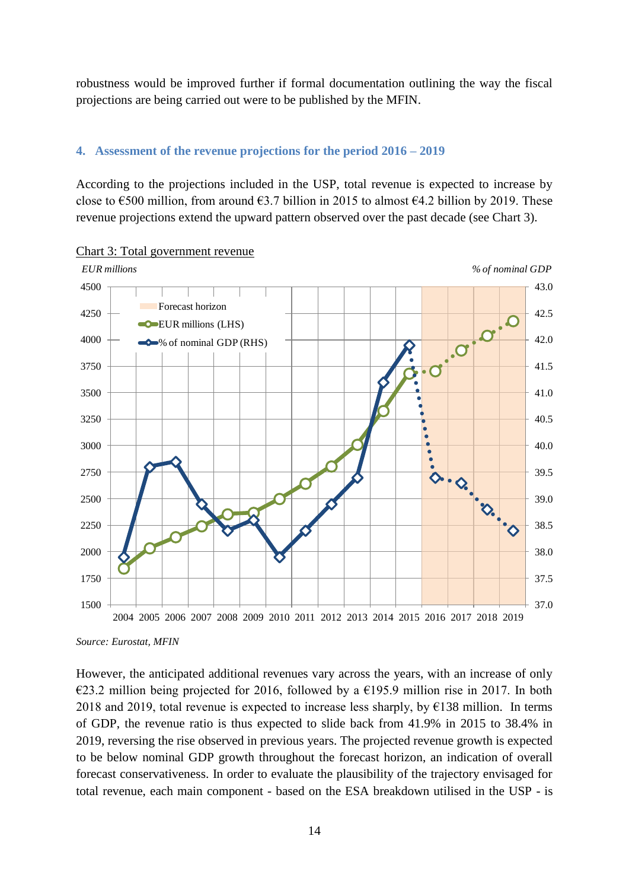robustness would be improved further if formal documentation outlining the way the fiscal projections are being carried out were to be published by the MFIN.

## 4. Assessment of the revenue projections for the period 2016 – 2019

According to the projections included in the USP, total revenue is expected to increase by close to €500 million, from around €3.7 billion in 2015 to almost €4.2 billion by 2019. These revenue projections extend the upward pattern observed over the past decade (see Chart 3).

Chart 3: Total government revenue

*Source: Eurostat, MFIN*

However, the anticipated additional revenues vary across the years, with an increase of only €23.2 million being projected for 2016, followed by a €195.9 million rise in 2017. In both 2018 and 2019, total revenue is expected to increase less sharply, by €138 million. In terms of GDP, the revenue ratio is thus expected to slide back from 41.9% in 2015 to 38.4% in 2019, reversing the rise observed in previous years. The projected revenue growth is expected to be below nominal GDP growth throughout the forecast horizon, an indication of overall forecast conservativeness. In order to evaluate the plausibility of the trajectory envisaged for total revenue, each main component - based on the ESA breakdown utilised in the USP - is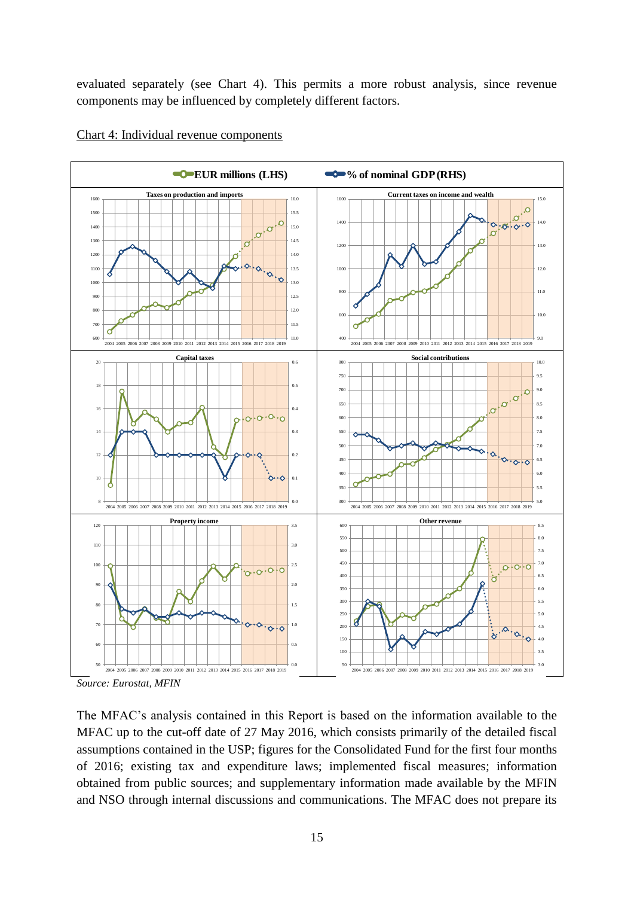evaluated separately (see Chart 4). This permits a more robust analysis, since revenue components may be influenced by completely different factors.

Chart 4: Individual revenue components

*Source: Eurostat, MFIN*

The MFAC's analysis contained in this Report is based on the information available to the MFAC up to the cut-off date of 27 May 2016, which consists primarily of the detailed fiscal assumptions contained in the USP; figures for the Consolidated Fund for the first four months of 2016; existing tax and expenditure laws; implemented fiscal measures; information obtained from public sources; and supplementary information made available by the MFIN and NSO through internal discussions and communications. The MFAC does not prepare its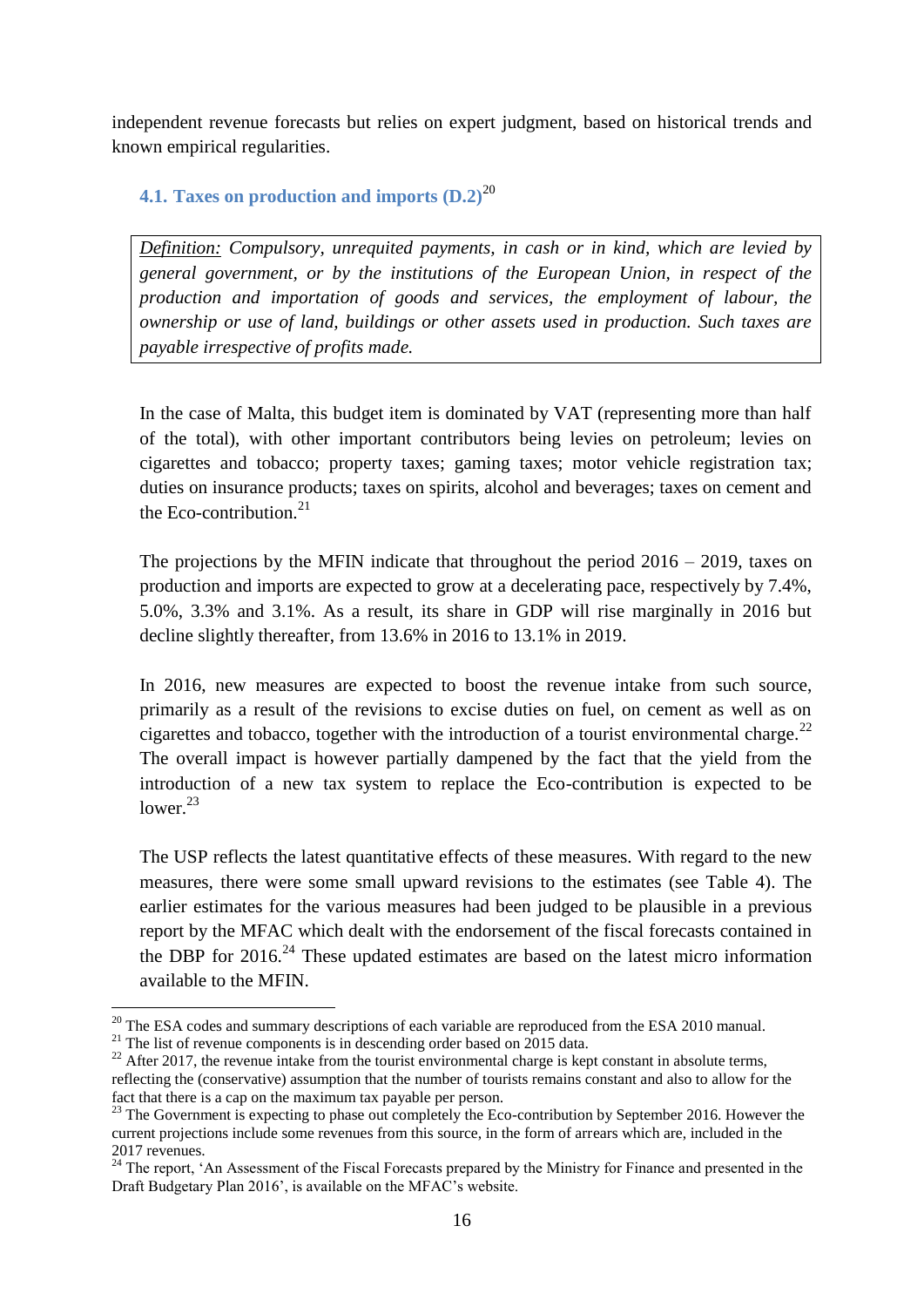independent revenue forecasts but relies on expert judgment, based on historical trends and known empirical regularities.

### 4.1. Taxes on production and imports (D.2)[20]

> *Definition: Compulsory, unrequited payments, in cash or in kind, which are levied by general government, or by the institutions of the European Union, in respect of the production and importation of goods and services, the employment of labour, the ownership or use of land, buildings or other assets used in production. Such taxes are payable irrespective of profits made.*

In the case of Malta, this budget item is dominated by VAT (representing more than half of the total), with other important contributors being levies on petroleum; levies on cigarettes and tobacco; property taxes; gaming taxes; motor vehicle registration tax; duties on insurance products; taxes on spirits, alcohol and beverages; taxes on cement and the Eco-contribution.[21]

The projections by the MFIN indicate that throughout the period 2016 – 2019, taxes on production and imports are expected to grow at a decelerating pace, respectively by 7.4%, 5.0%, 3.3% and 3.1%. As a result, its share in GDP will rise marginally in 2016 but decline slightly thereafter, from 13.6% in 2016 to 13.1% in 2019.

In 2016, new measures are expected to boost the revenue intake from such source, primarily as a result of the revisions to excise duties on fuel, on cement as well as on cigarettes and tobacco, together with the introduction of a tourist environmental charge.[22] The overall impact is however partially dampened by the fact that the yield from the introduction of a new tax system to replace the Eco-contribution is expected to be lower.[23]

The USP reflects the latest quantitative effects of these measures. With regard to the new measures, there were some small upward revisions to the estimates (see Table 4). The earlier estimates for the various measures had been judged to be plausible in a previous report by the MFAC which dealt with the endorsement of the fiscal forecasts contained in the DBP for 2016.[24] These updated estimates are based on the latest micro information available to the MFIN.

---

[20] The ESA codes and summary descriptions of each variable are reproduced from the ESA 2010 manual.

[21] The list of revenue components is in descending order based on 2015 data.

[22] After 2017, the revenue intake from the tourist environmental charge is kept constant in absolute terms, reflecting the (conservative) assumption that the number of tourists remains constant and also to allow for the fact that there is a cap on the maximum tax payable per person.

[23] The Government is expecting to phase out completely the Eco-contribution by September 2016. However the current projections include some revenues from this source, in the form of arrears which are, included in the 2017 revenues.

[24] The report, 'An Assessment of the Fiscal Forecasts prepared by the Ministry for Finance and presented in the Draft Budgetary Plan 2016', is available on the MFAC's website.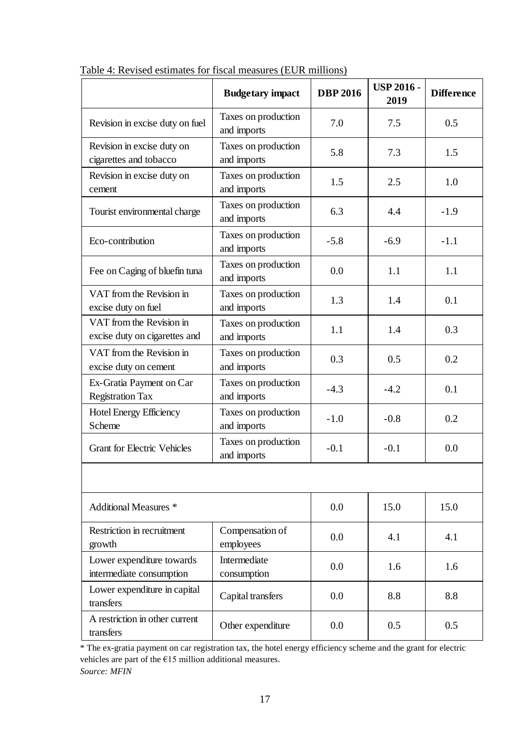Table 4: Revised estimates for fiscal measures (EUR millions)

| | Budgetary impact | DBP 2016 | USP 2016 - 2019 | Difference |
|---|---|---|---|---|
| Revision in excise duty on fuel | Taxes on production and imports | 7.0 | 7.5 | 0.5 |
| Revision in excise duty on cigarettes and tobacco | Taxes on production and imports | 5.8 | 7.3 | 1.5 |
| Revision in excise duty on cement | Taxes on production and imports | 1.5 | 2.5 | 1.0 |
| Tourist environmental charge | Taxes on production and imports | 6.3 | 4.4 | -1.9 |
| Eco-contribution | Taxes on production and imports | -5.8 | -6.9 | -1.1 |
| Fee on Caging of bluefin tuna | Taxes on production and imports | 0.0 | 1.1 | 1.1 |
| VAT from the Revision in excise duty on fuel | Taxes on production and imports | 1.3 | 1.4 | 0.1 |
| VAT from the Revision in excise duty on cigarettes and | Taxes on production and imports | 1.1 | 1.4 | 0.3 |
| VAT from the Revision in excise duty on cement | Taxes on production and imports | 0.3 | 0.5 | 0.2 |
| Ex-Gratia Payment on Car Registration Tax | Taxes on production and imports | -4.3 | -4.2 | 0.1 |
| Hotel Energy Efficiency Scheme | Taxes on production and imports | -1.0 | -0.8 | 0.2 |
| Grant for Electric Vehicles | Taxes on production and imports | -0.1 | -0.1 | 0.0 |
| | | | | |
| Additional Measures * | | 0.0 | 15.0 | 15.0 |
| Restriction in recruitment growth | Compensation of employees | 0.0 | 4.1 | 4.1 |
| Lower expenditure towards intermediate consumption | Intermediate consumption | 0.0 | 1.6 | 1.6 |
| Lower expenditure in capital transfers | Capital transfers | 0.0 | 8.8 | 8.8 |
| A restriction in other current transfers | Other expenditure | 0.0 | 0.5 | 0.5 |

* The ex-gratia payment on car registration tax, the hotel energy efficiency scheme and the grant for electric vehicles are part of the €15 million additional measures.

*Source: MFIN*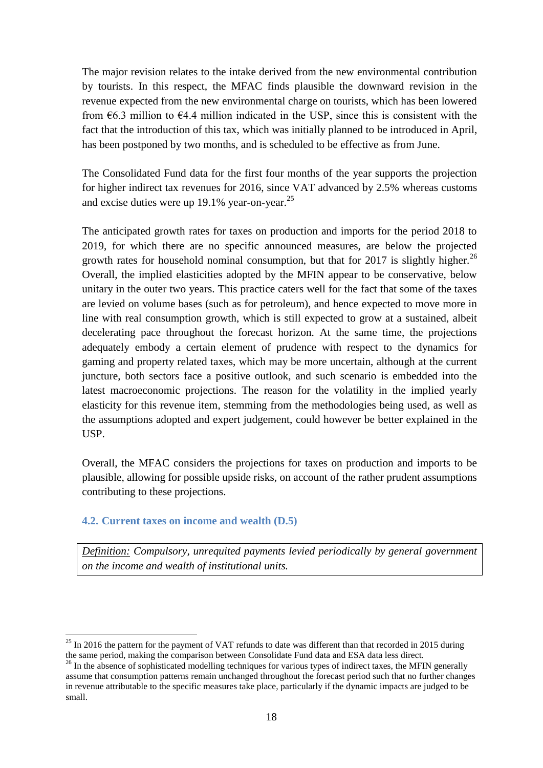The major revision relates to the intake derived from the new environmental contribution by tourists. In this respect, the MFAC finds plausible the downward revision in the revenue expected from the new environmental charge on tourists, which has been lowered from €6.3 million to €4.4 million indicated in the USP, since this is consistent with the fact that the introduction of this tax, which was initially planned to be introduced in April, has been postponed by two months, and is scheduled to be effective as from June.

The Consolidated Fund data for the first four months of the year supports the projection for higher indirect tax revenues for 2016, since VAT advanced by 2.5% whereas customs and excise duties were up 19.1% year-on-year.[25]

The anticipated growth rates for taxes on production and imports for the period 2018 to 2019, for which there are no specific announced measures, are below the projected growth rates for household nominal consumption, but that for 2017 is slightly higher.[26] Overall, the implied elasticities adopted by the MFIN appear to be conservative, below unitary in the outer two years. This practice caters well for the fact that some of the taxes are levied on volume bases (such as for petroleum), and hence expected to move more in line with real consumption growth, which is still expected to grow at a sustained, albeit decelerating pace throughout the forecast horizon. At the same time, the projections adequately embody a certain element of prudence with respect to the dynamics for gaming and property related taxes, which may be more uncertain, although at the current juncture, both sectors face a positive outlook, and such scenario is embedded into the latest macroeconomic projections. The reason for the volatility in the implied yearly elasticity for this revenue item, stemming from the methodologies being used, as well as the assumptions adopted and expert judgement, could however be better explained in the USP.

Overall, the MFAC considers the projections for taxes on production and imports to be plausible, allowing for possible upside risks, on account of the rather prudent assumptions contributing to these projections.

### 4.2. Current taxes on income and wealth (D.5)

> *Definition: Compulsory, unrequited payments levied periodically by general government on the income and wealth of institutional units.*

---

[25] In 2016 the pattern for the payment of VAT refunds to date was different than that recorded in 2015 during the same period, making the comparison between Consolidate Fund data and ESA data less direct.

[26] In the absence of sophisticated modelling techniques for various types of indirect taxes, the MFIN generally assume that consumption patterns remain unchanged throughout the forecast period such that no further changes in revenue attributable to the specific measures take place, particularly if the dynamic impacts are judged to be small.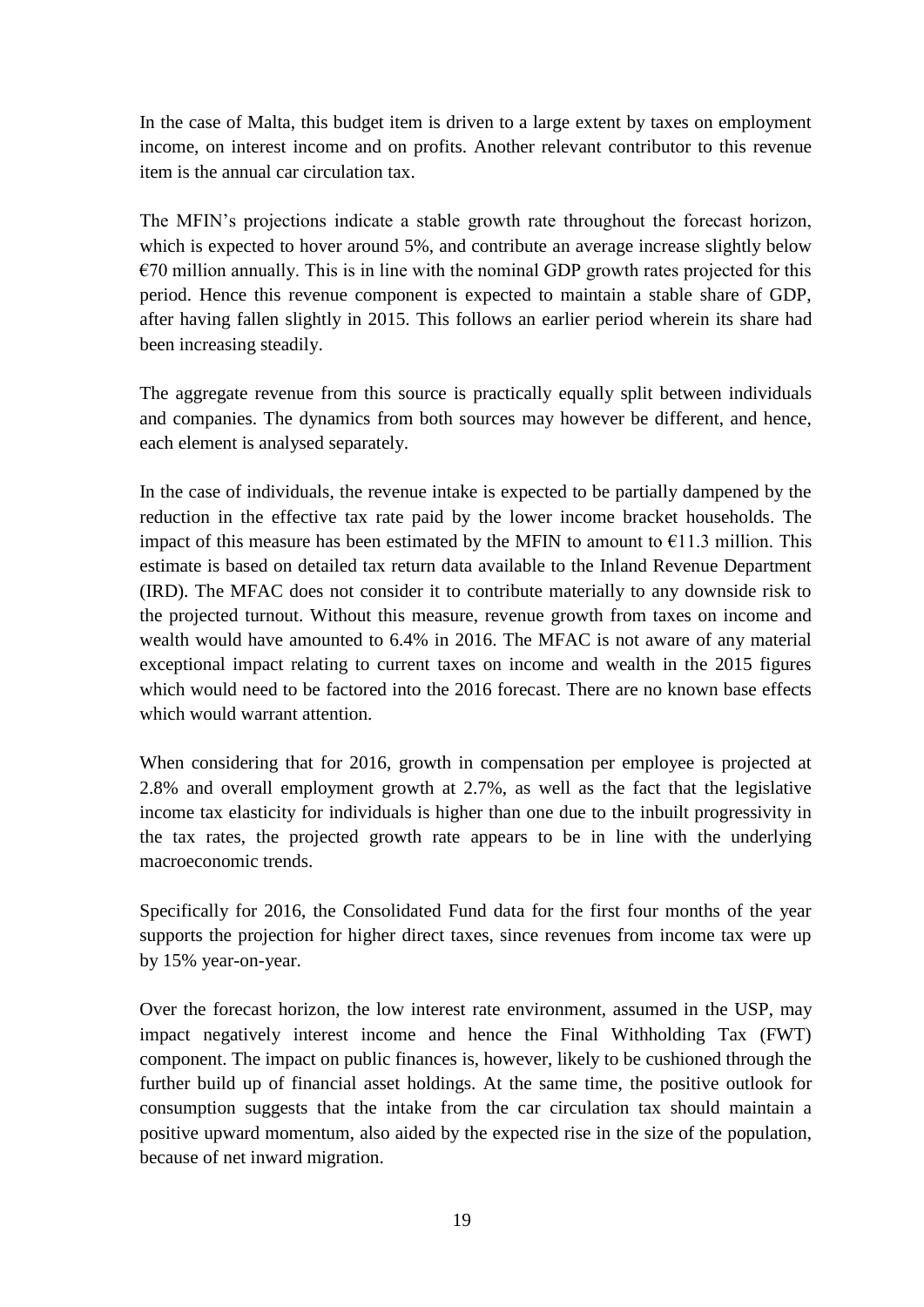In the case of Malta, this budget item is driven to a large extent by taxes on employment income, on interest income and on profits. Another relevant contributor to this revenue item is the annual car circulation tax.

The MFIN's projections indicate a stable growth rate throughout the forecast horizon, which is expected to hover around 5%, and contribute an average increase slightly below €70 million annually. This is in line with the nominal GDP growth rates projected for this period. Hence this revenue component is expected to maintain a stable share of GDP, after having fallen slightly in 2015. This follows an earlier period wherein its share had been increasing steadily.

The aggregate revenue from this source is practically equally split between individuals and companies. The dynamics from both sources may however be different, and hence, each element is analysed separately.

In the case of individuals, the revenue intake is expected to be partially dampened by the reduction in the effective tax rate paid by the lower income bracket households. The impact of this measure has been estimated by the MFIN to amount to €11.3 million. This estimate is based on detailed tax return data available to the Inland Revenue Department (IRD). The MFAC does not consider it to contribute materially to any downside risk to the projected turnout. Without this measure, revenue growth from taxes on income and wealth would have amounted to 6.4% in 2016. The MFAC is not aware of any material exceptional impact relating to current taxes on income and wealth in the 2015 figures which would need to be factored into the 2016 forecast. There are no known base effects which would warrant attention.

When considering that for 2016, growth in compensation per employee is projected at 2.8% and overall employment growth at 2.7%, as well as the fact that the legislative income tax elasticity for individuals is higher than one due to the inbuilt progressivity in the tax rates, the projected growth rate appears to be in line with the underlying macroeconomic trends.

Specifically for 2016, the Consolidated Fund data for the first four months of the year supports the projection for higher direct taxes, since revenues from income tax were up by 15% year-on-year.

Over the forecast horizon, the low interest rate environment, assumed in the USP, may impact negatively interest income and hence the Final Withholding Tax (FWT) component. The impact on public finances is, however, likely to be cushioned through the further build up of financial asset holdings. At the same time, the positive outlook for consumption suggests that the intake from the car circulation tax should maintain a positive upward momentum, also aided by the expected rise in the size of the population, because of net inward migration.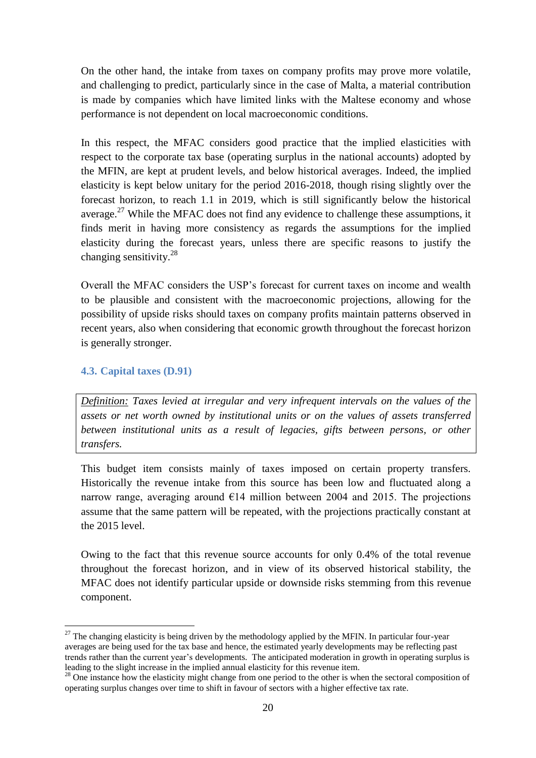On the other hand, the intake from taxes on company profits may prove more volatile, and challenging to predict, particularly since in the case of Malta, a material contribution is made by companies which have limited links with the Maltese economy and whose performance is not dependent on local macroeconomic conditions.

In this respect, the MFAC considers good practice that the implied elasticities with respect to the corporate tax base (operating surplus in the national accounts) adopted by the MFIN, are kept at prudent levels, and below historical averages. Indeed, the implied elasticity is kept below unitary for the period 2016-2018, though rising slightly over the forecast horizon, to reach 1.1 in 2019, which is still significantly below the historical average.[27] While the MFAC does not find any evidence to challenge these assumptions, it finds merit in having more consistency as regards the assumptions for the implied elasticity during the forecast years, unless there are specific reasons to justify the changing sensitivity.[28]

Overall the MFAC considers the USP's forecast for current taxes on income and wealth to be plausible and consistent with the macroeconomic projections, allowing for the possibility of upside risks should taxes on company profits maintain patterns observed in recent years, also when considering that economic growth throughout the forecast horizon is generally stronger.

### 4.3. Capital taxes (D.91)

*<u>Definition:</u> Taxes levied at irregular and very infrequent intervals on the values of the assets or net worth owned by institutional units or on the values of assets transferred between institutional units as a result of legacies, gifts between persons, or other transfers.*

This budget item consists mainly of taxes imposed on certain property transfers. Historically the revenue intake from this source has been low and fluctuated along a narrow range, averaging around €14 million between 2004 and 2015. The projections assume that the same pattern will be repeated, with the projections practically constant at the 2015 level.

Owing to the fact that this revenue source accounts for only 0.4% of the total revenue throughout the forecast horizon, and in view of its observed historical stability, the MFAC does not identify particular upside or downside risks stemming from this revenue component.

---

[27] The changing elasticity is being driven by the methodology applied by the MFIN. In particular four-year averages are being used for the tax base and hence, the estimated yearly developments may be reflecting past trends rather than the current year's developments. The anticipated moderation in growth in operating surplus is leading to the slight increase in the implied annual elasticity for this revenue item.

[28] One instance how the elasticity might change from one period to the other is when the sectoral composition of operating surplus changes over time to shift in favour of sectors with a higher effective tax rate.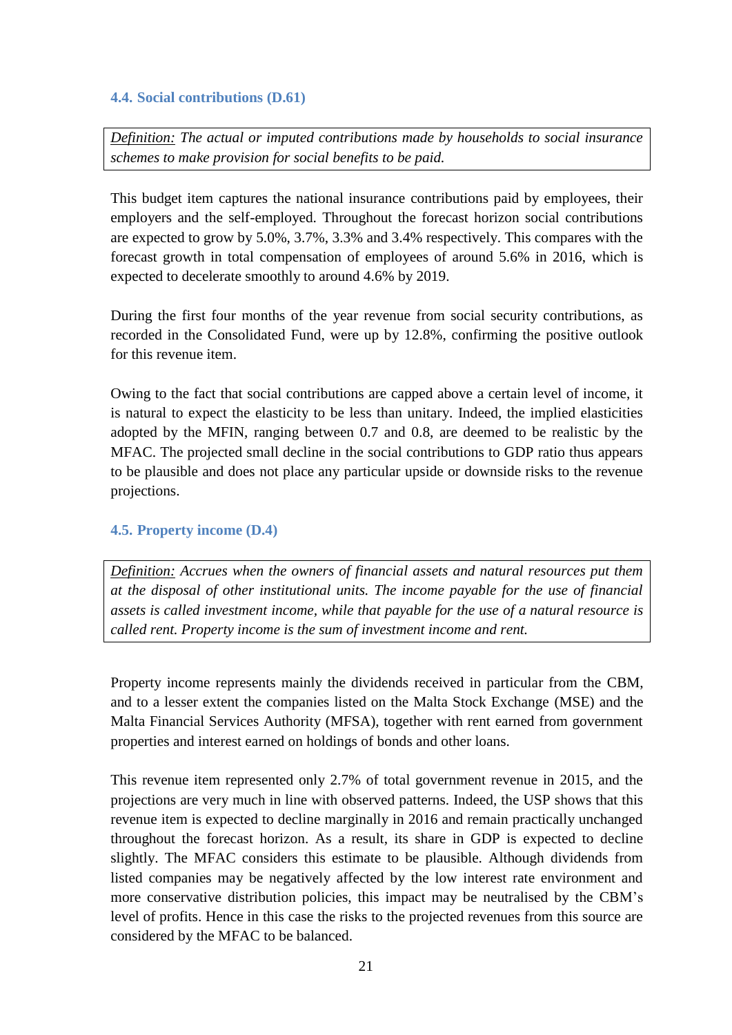### 4.4. Social contributions (D.61)

*Definition:* *The actual or imputed contributions made by households to social insurance schemes to make provision for social benefits to be paid.*

This budget item captures the national insurance contributions paid by employees, their employers and the self-employed. Throughout the forecast horizon social contributions are expected to grow by 5.0%, 3.7%, 3.3% and 3.4% respectively. This compares with the forecast growth in total compensation of employees of around 5.6% in 2016, which is expected to decelerate smoothly to around 4.6% by 2019.

During the first four months of the year revenue from social security contributions, as recorded in the Consolidated Fund, were up by 12.8%, confirming the positive outlook for this revenue item.

Owing to the fact that social contributions are capped above a certain level of income, it is natural to expect the elasticity to be less than unitary. Indeed, the implied elasticities adopted by the MFIN, ranging between 0.7 and 0.8, are deemed to be realistic by the MFAC. The projected small decline in the social contributions to GDP ratio thus appears to be plausible and does not place any particular upside or downside risks to the revenue projections.

### 4.5. Property income (D.4)

*Definition:* *Accrues when the owners of financial assets and natural resources put them at the disposal of other institutional units. The income payable for the use of financial assets is called investment income, while that payable for the use of a natural resource is called rent. Property income is the sum of investment income and rent.*

Property income represents mainly the dividends received in particular from the CBM, and to a lesser extent the companies listed on the Malta Stock Exchange (MSE) and the Malta Financial Services Authority (MFSA), together with rent earned from government properties and interest earned on holdings of bonds and other loans.

This revenue item represented only 2.7% of total government revenue in 2015, and the projections are very much in line with observed patterns. Indeed, the USP shows that this revenue item is expected to decline marginally in 2016 and remain practically unchanged throughout the forecast horizon. As a result, its share in GDP is expected to decline slightly. The MFAC considers this estimate to be plausible. Although dividends from listed companies may be negatively affected by the low interest rate environment and more conservative distribution policies, this impact may be neutralised by the CBM's level of profits. Hence in this case the risks to the projected revenues from this source are considered by the MFAC to be balanced.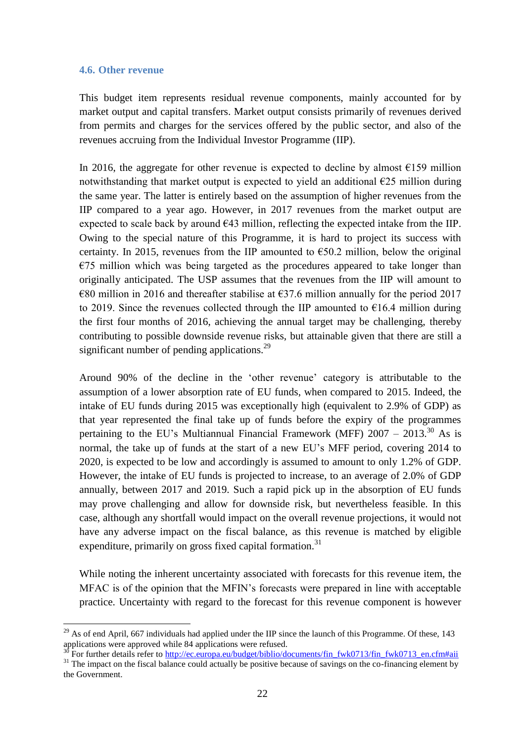### 4.6. Other revenue

This budget item represents residual revenue components, mainly accounted for by market output and capital transfers. Market output consists primarily of revenues derived from permits and charges for the services offered by the public sector, and also of the revenues accruing from the Individual Investor Programme (IIP).

In 2016, the aggregate for other revenue is expected to decline by almost €159 million notwithstanding that market output is expected to yield an additional €25 million during the same year. The latter is entirely based on the assumption of higher revenues from the IIP compared to a year ago. However, in 2017 revenues from the market output are expected to scale back by around €43 million, reflecting the expected intake from the IIP. Owing to the special nature of this Programme, it is hard to project its success with certainty. In 2015, revenues from the IIP amounted to €50.2 million, below the original €75 million which was being targeted as the procedures appeared to take longer than originally anticipated. The USP assumes that the revenues from the IIP will amount to €80 million in 2016 and thereafter stabilise at €37.6 million annually for the period 2017 to 2019. Since the revenues collected through the IIP amounted to €16.4 million during the first four months of 2016, achieving the annual target may be challenging, thereby contributing to possible downside revenue risks, but attainable given that there are still a significant number of pending applications.[29]

Around 90% of the decline in the 'other revenue' category is attributable to the assumption of a lower absorption rate of EU funds, when compared to 2015. Indeed, the intake of EU funds during 2015 was exceptionally high (equivalent to 2.9% of GDP) as that year represented the final take up of funds before the expiry of the programmes pertaining to the EU's Multiannual Financial Framework (MFF) 2007 – 2013.[30] As is normal, the take up of funds at the start of a new EU's MFF period, covering 2014 to 2020, is expected to be low and accordingly is assumed to amount to only 1.2% of GDP. However, the intake of EU funds is projected to increase, to an average of 2.0% of GDP annually, between 2017 and 2019. Such a rapid pick up in the absorption of EU funds may prove challenging and allow for downside risk, but nevertheless feasible. In this case, although any shortfall would impact on the overall revenue projections, it would not have any adverse impact on the fiscal balance, as this revenue is matched by eligible expenditure, primarily on gross fixed capital formation.[31]

While noting the inherent uncertainty associated with forecasts for this revenue item, the MFAC is of the opinion that the MFIN's forecasts were prepared in line with acceptable practice. Uncertainty with regard to the forecast for this revenue component is however

---

[29] As of end April, 667 individuals had applied under the IIP since the launch of this Programme. Of these, 143 applications were approved while 84 applications were refused.

[30] For further details refer to http://ec.europa.eu/budget/biblio/documents/fin_fwk0713/fin_fwk0713_en.cfm#aii

[31] The impact on the fiscal balance could actually be positive because of savings on the co-financing element by the Government.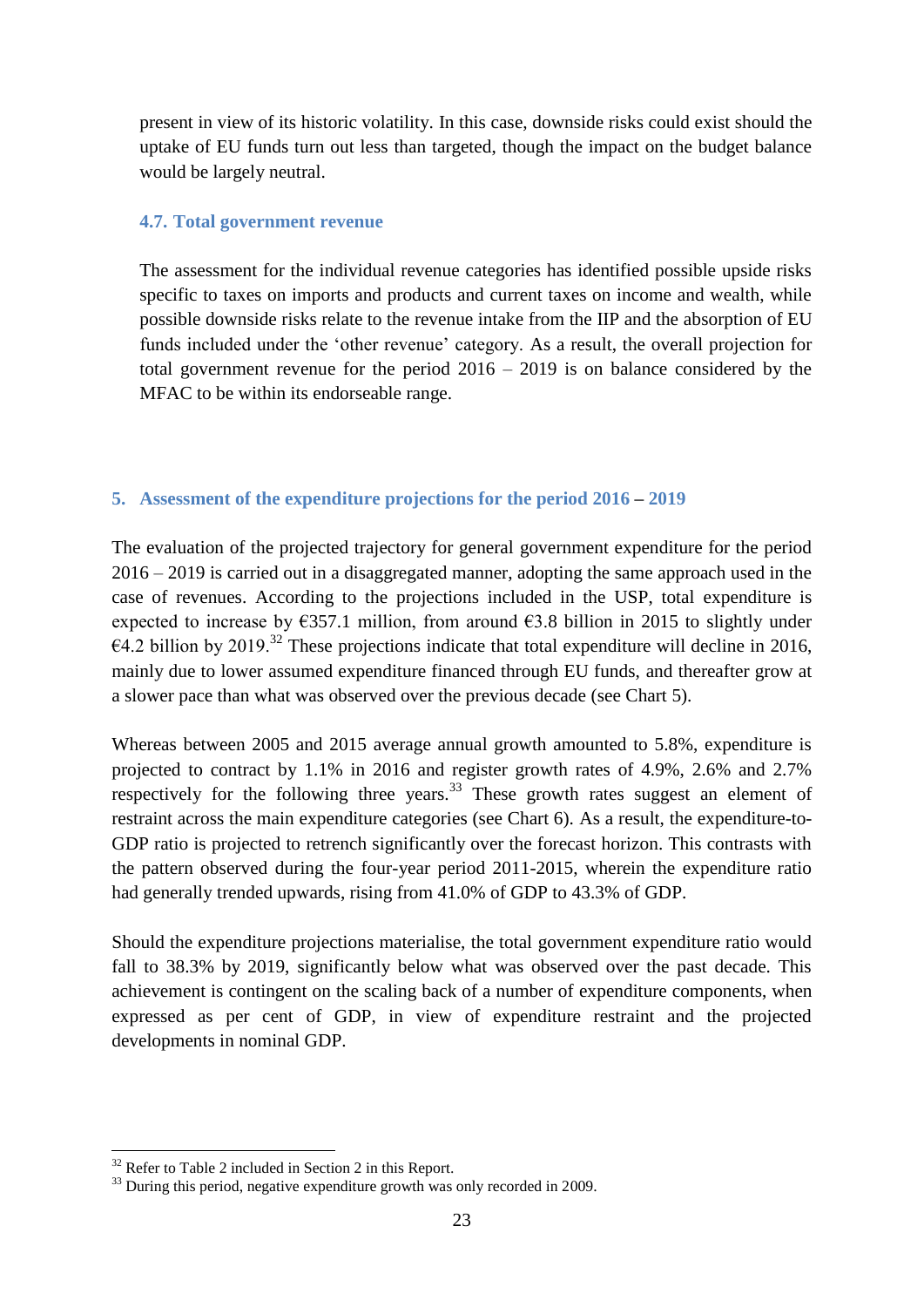present in view of its historic volatility. In this case, downside risks could exist should the uptake of EU funds turn out less than targeted, though the impact on the budget balance would be largely neutral.

### 4.7. Total government revenue

The assessment for the individual revenue categories has identified possible upside risks specific to taxes on imports and products and current taxes on income and wealth, while possible downside risks relate to the revenue intake from the IIP and the absorption of EU funds included under the 'other revenue' category. As a result, the overall projection for total government revenue for the period 2016 – 2019 is on balance considered by the MFAC to be within its endorseable range.

## 5. Assessment of the expenditure projections for the period 2016 – 2019

The evaluation of the projected trajectory for general government expenditure for the period 2016 – 2019 is carried out in a disaggregated manner, adopting the same approach used in the case of revenues. According to the projections included in the USP, total expenditure is expected to increase by €357.1 million, from around €3.8 billion in 2015 to slightly under €4.2 billion by 2019.[32] These projections indicate that total expenditure will decline in 2016, mainly due to lower assumed expenditure financed through EU funds, and thereafter grow at a slower pace than what was observed over the previous decade (see Chart 5).

Whereas between 2005 and 2015 average annual growth amounted to 5.8%, expenditure is projected to contract by 1.1% in 2016 and register growth rates of 4.9%, 2.6% and 2.7% respectively for the following three years.[33] These growth rates suggest an element of restraint across the main expenditure categories (see Chart 6). As a result, the expenditure-to-GDP ratio is projected to retrench significantly over the forecast horizon. This contrasts with the pattern observed during the four-year period 2011-2015, wherein the expenditure ratio had generally trended upwards, rising from 41.0% of GDP to 43.3% of GDP.

Should the expenditure projections materialise, the total government expenditure ratio would fall to 38.3% by 2019, significantly below what was observed over the past decade. This achievement is contingent on the scaling back of a number of expenditure components, when expressed as per cent of GDP, in view of expenditure restraint and the projected developments in nominal GDP.

[32] Refer to Table 2 included in Section 2 in this Report.

[33] During this period, negative expenditure growth was only recorded in 2009.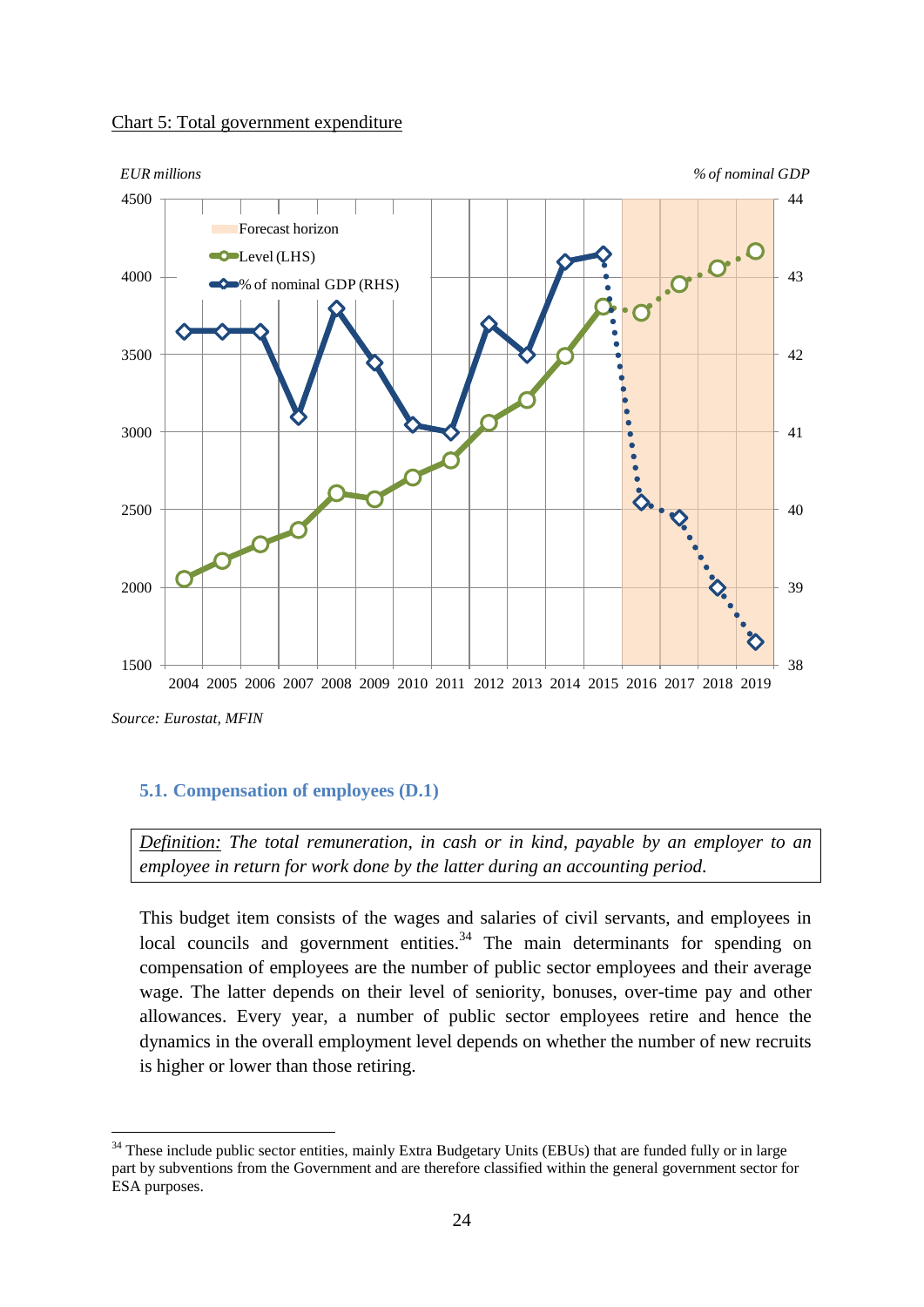Chart 5: Total government expenditure

Source: Eurostat, MFIN

### 5.1. Compensation of employees (D.1)

> *Definition:* *The total remuneration, in cash or in kind, payable by an employer to an employee in return for work done by the latter during an accounting period.*

This budget item consists of the wages and salaries of civil servants, and employees in local councils and government entities.[34] The main determinants for spending on compensation of employees are the number of public sector employees and their average wage. The latter depends on their level of seniority, bonuses, over-time pay and other allowances. Every year, a number of public sector employees retire and hence the dynamics in the overall employment level depends on whether the number of new recruits is higher or lower than those retiring.

[34] These include public sector entities, mainly Extra Budgetary Units (EBUs) that are funded fully or in large part by subventions from the Government and are therefore classified within the general government sector for ESA purposes.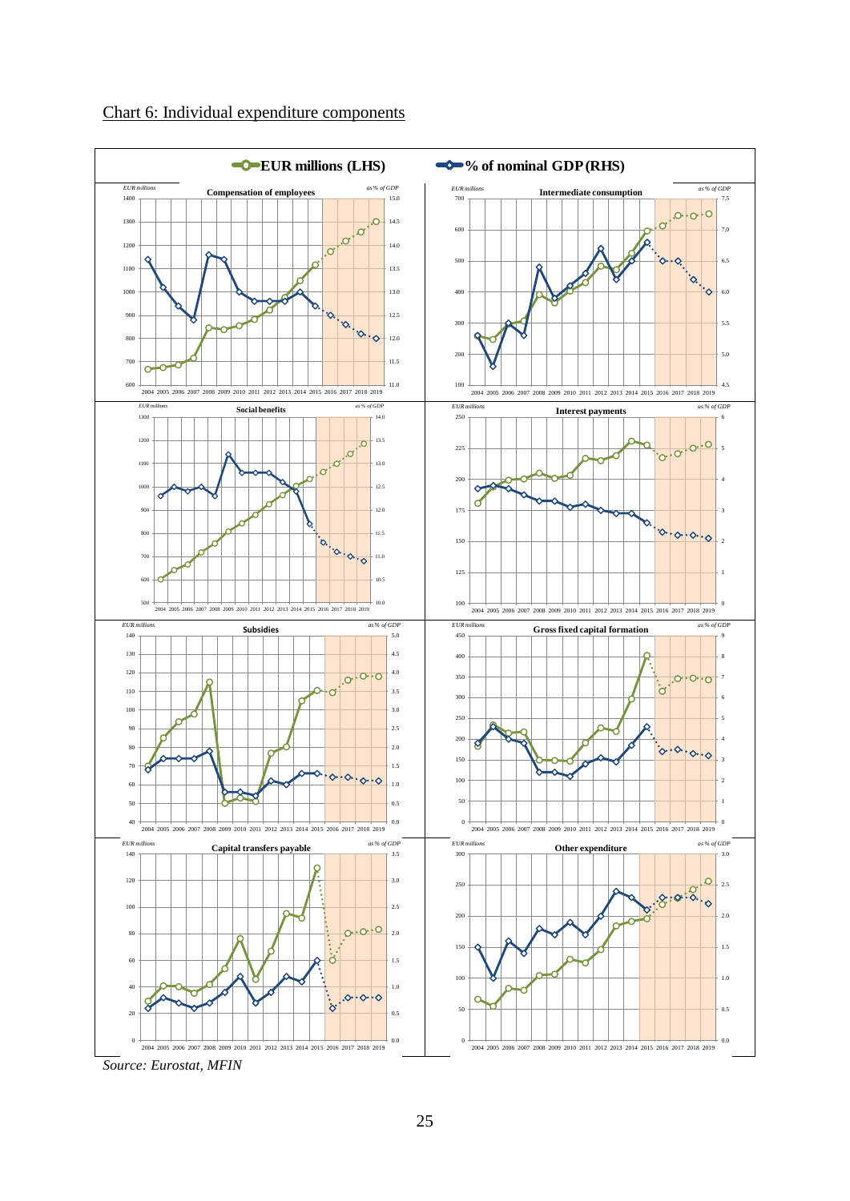Chart 6: Individual expenditure components

*Source: Eurostat, MFIN*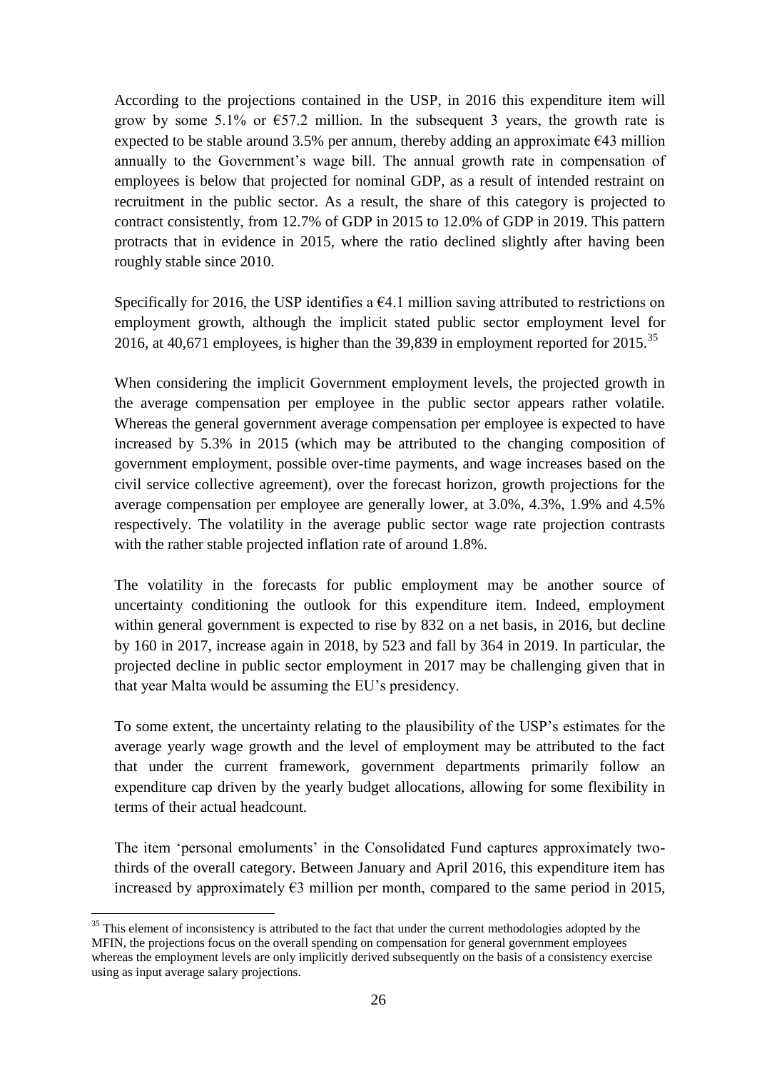According to the projections contained in the USP, in 2016 this expenditure item will grow by some 5.1% or €57.2 million. In the subsequent 3 years, the growth rate is expected to be stable around 3.5% per annum, thereby adding an approximate €43 million annually to the Government's wage bill. The annual growth rate in compensation of employees is below that projected for nominal GDP, as a result of intended restraint on recruitment in the public sector. As a result, the share of this category is projected to contract consistently, from 12.7% of GDP in 2015 to 12.0% of GDP in 2019. This pattern protracts that in evidence in 2015, where the ratio declined slightly after having been roughly stable since 2010.

Specifically for 2016, the USP identifies a €4.1 million saving attributed to restrictions on employment growth, although the implicit stated public sector employment level for 2016, at 40,671 employees, is higher than the 39,839 in employment reported for 2015.[35]

When considering the implicit Government employment levels, the projected growth in the average compensation per employee in the public sector appears rather volatile. Whereas the general government average compensation per employee is expected to have increased by 5.3% in 2015 (which may be attributed to the changing composition of government employment, possible over-time payments, and wage increases based on the civil service collective agreement), over the forecast horizon, growth projections for the average compensation per employee are generally lower, at 3.0%, 4.3%, 1.9% and 4.5% respectively. The volatility in the average public sector wage rate projection contrasts with the rather stable projected inflation rate of around 1.8%.

The volatility in the forecasts for public employment may be another source of uncertainty conditioning the outlook for this expenditure item. Indeed, employment within general government is expected to rise by 832 on a net basis, in 2016, but decline by 160 in 2017, increase again in 2018, by 523 and fall by 364 in 2019. In particular, the projected decline in public sector employment in 2017 may be challenging given that in that year Malta would be assuming the EU's presidency.

To some extent, the uncertainty relating to the plausibility of the USP's estimates for the average yearly wage growth and the level of employment may be attributed to the fact that under the current framework, government departments primarily follow an expenditure cap driven by the yearly budget allocations, allowing for some flexibility in terms of their actual headcount.

The item 'personal emoluments' in the Consolidated Fund captures approximately two-thirds of the overall category. Between January and April 2016, this expenditure item has increased by approximately €3 million per month, compared to the same period in 2015,

[35] This element of inconsistency is attributed to the fact that under the current methodologies adopted by the MFIN, the projections focus on the overall spending on compensation for general government employees whereas the employment levels are only implicitly derived subsequently on the basis of a consistency exercise using as input average salary projections.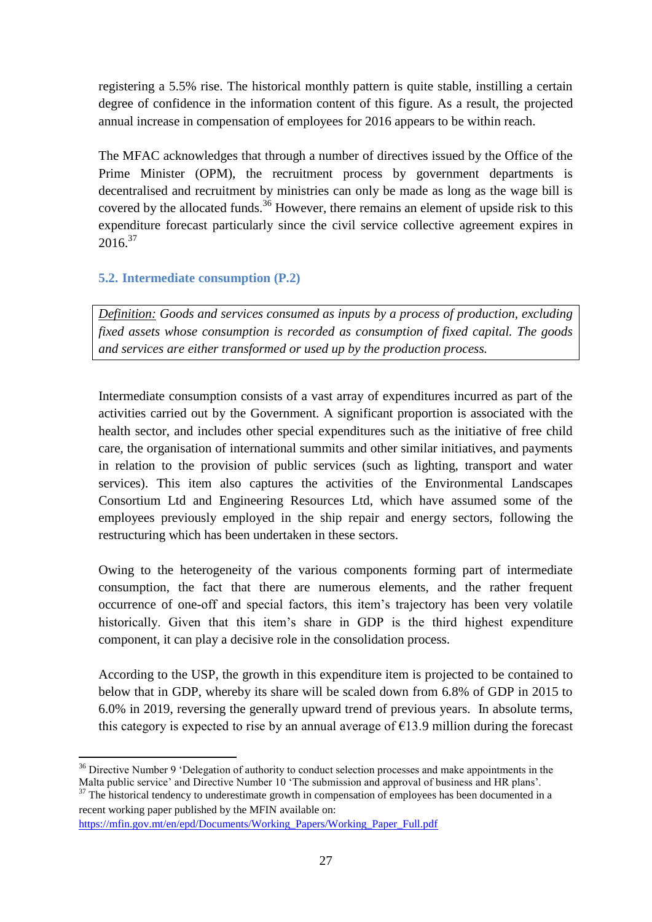registering a 5.5% rise. The historical monthly pattern is quite stable, instilling a certain degree of confidence in the information content of this figure. As a result, the projected annual increase in compensation of employees for 2016 appears to be within reach.

The MFAC acknowledges that through a number of directives issued by the Office of the Prime Minister (OPM), the recruitment process by government departments is decentralised and recruitment by ministries can only be made as long as the wage bill is covered by the allocated funds.[36] However, there remains an element of upside risk to this expenditure forecast particularly since the civil service collective agreement expires in 2016.[37]

### 5.2. Intermediate consumption (P.2)

*Definition: Goods and services consumed as inputs by a process of production, excluding fixed assets whose consumption is recorded as consumption of fixed capital. The goods and services are either transformed or used up by the production process.*

Intermediate consumption consists of a vast array of expenditures incurred as part of the activities carried out by the Government. A significant proportion is associated with the health sector, and includes other special expenditures such as the initiative of free child care, the organisation of international summits and other similar initiatives, and payments in relation to the provision of public services (such as lighting, transport and water services). This item also captures the activities of the Environmental Landscapes Consortium Ltd and Engineering Resources Ltd, which have assumed some of the employees previously employed in the ship repair and energy sectors, following the restructuring which has been undertaken in these sectors.

Owing to the heterogeneity of the various components forming part of intermediate consumption, the fact that there are numerous elements, and the rather frequent occurrence of one-off and special factors, this item's trajectory has been very volatile historically. Given that this item's share in GDP is the third highest expenditure component, it can play a decisive role in the consolidation process.

According to the USP, the growth in this expenditure item is projected to be contained to below that in GDP, whereby its share will be scaled down from 6.8% of GDP in 2015 to 6.0% in 2019, reversing the generally upward trend of previous years. In absolute terms, this category is expected to rise by an annual average of €13.9 million during the forecast

[36] Directive Number 9 'Delegation of authority to conduct selection processes and make appointments in the Malta public service' and Directive Number 10 'The submission and approval of business and HR plans'.

[37] The historical tendency to underestimate growth in compensation of employees has been documented in a recent working paper published by the MFIN available on: https://mfin.gov.mt/en/epd/Documents/Working_Papers/Working_Paper_Full.pdf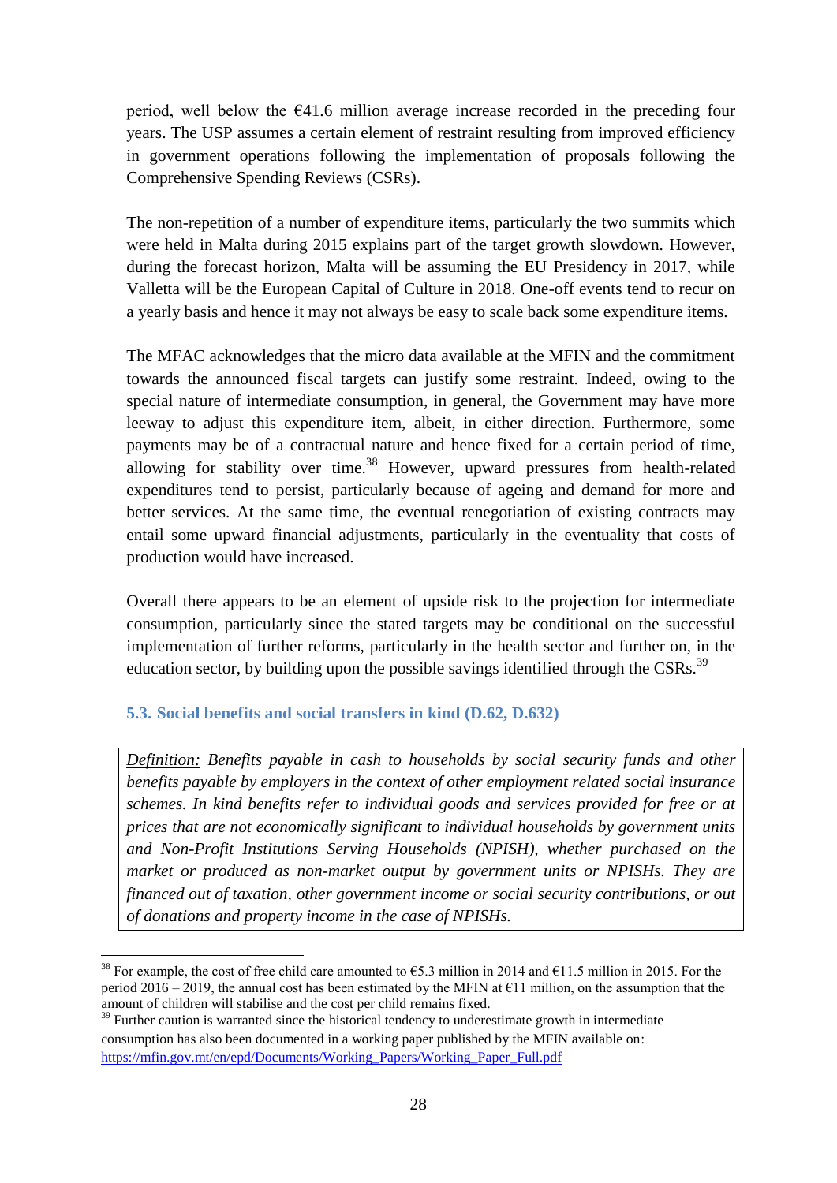period, well below the €41.6 million average increase recorded in the preceding four years. The USP assumes a certain element of restraint resulting from improved efficiency in government operations following the implementation of proposals following the Comprehensive Spending Reviews (CSRs).

The non-repetition of a number of expenditure items, particularly the two summits which were held in Malta during 2015 explains part of the target growth slowdown. However, during the forecast horizon, Malta will be assuming the EU Presidency in 2017, while Valletta will be the European Capital of Culture in 2018. One-off events tend to recur on a yearly basis and hence it may not always be easy to scale back some expenditure items.

The MFAC acknowledges that the micro data available at the MFIN and the commitment towards the announced fiscal targets can justify some restraint. Indeed, owing to the special nature of intermediate consumption, in general, the Government may have more leeway to adjust this expenditure item, albeit, in either direction. Furthermore, some payments may be of a contractual nature and hence fixed for a certain period of time, allowing for stability over time.[38] However, upward pressures from health-related expenditures tend to persist, particularly because of ageing and demand for more and better services. At the same time, the eventual renegotiation of existing contracts may entail some upward financial adjustments, particularly in the eventuality that costs of production would have increased.

Overall there appears to be an element of upside risk to the projection for intermediate consumption, particularly since the stated targets may be conditional on the successful implementation of further reforms, particularly in the health sector and further on, in the education sector, by building upon the possible savings identified through the CSRs.[39]

### 5.3. Social benefits and social transfers in kind (D.62, D.632)

*<u>Definition:</u> Benefits payable in cash to households by social security funds and other benefits payable by employers in the context of other employment related social insurance schemes. In kind benefits refer to individual goods and services provided for free or at prices that are not economically significant to individual households by government units and Non-Profit Institutions Serving Households (NPISH), whether purchased on the market or produced as non-market output by government units or NPISHs. They are financed out of taxation, other government income or social security contributions, or out of donations and property income in the case of NPISHs.*

---

[38] For example, the cost of free child care amounted to €5.3 million in 2014 and €11.5 million in 2015. For the period 2016 – 2019, the annual cost has been estimated by the MFIN at €11 million, on the assumption that the amount of children will stabilise and the cost per child remains fixed.

[39] Further caution is warranted since the historical tendency to underestimate growth in intermediate consumption has also been documented in a working paper published by the MFIN available on: https://mfin.gov.mt/en/epd/Documents/Working_Papers/Working_Paper_Full.pdf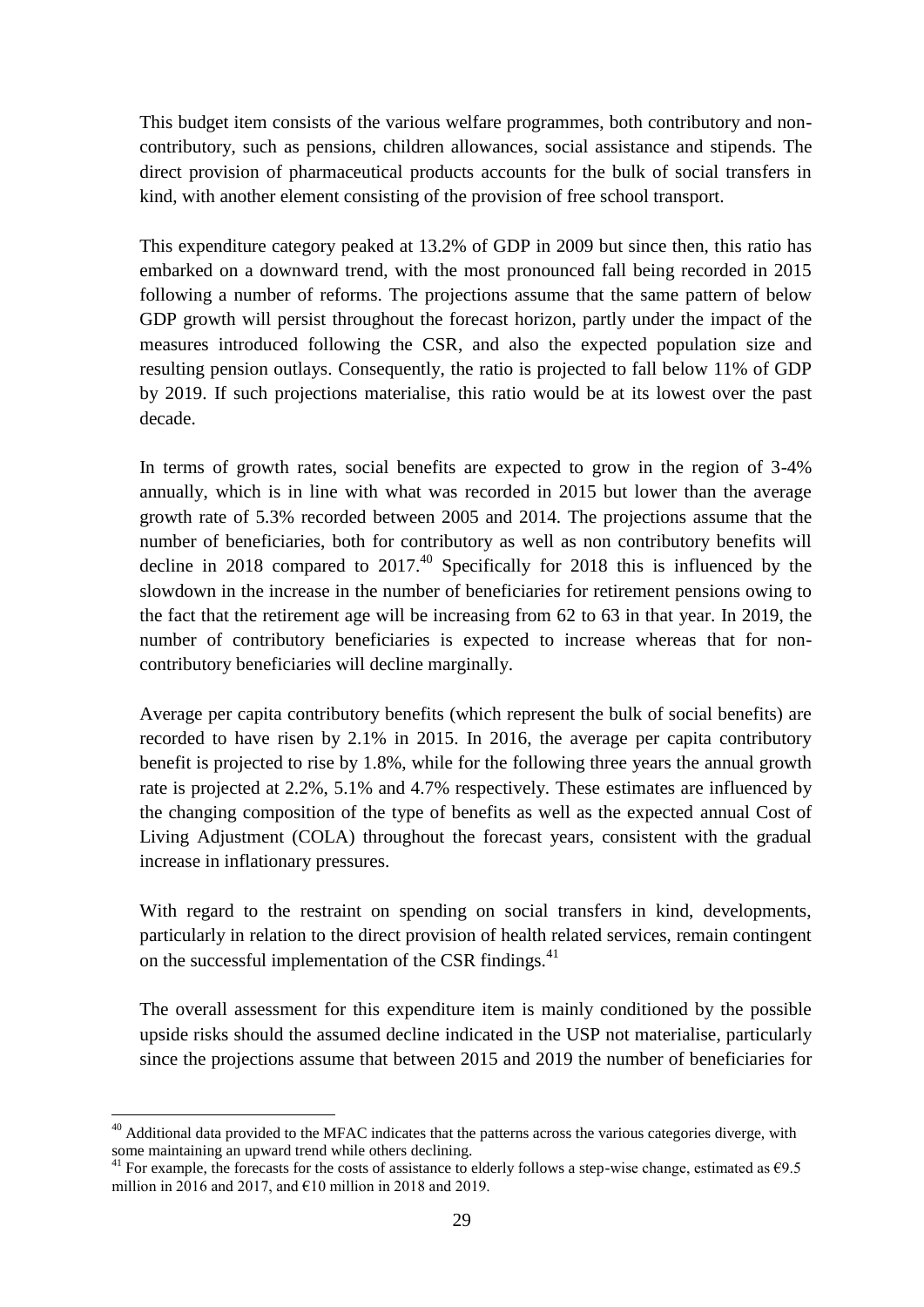This budget item consists of the various welfare programmes, both contributory and non-contributory, such as pensions, children allowances, social assistance and stipends. The direct provision of pharmaceutical products accounts for the bulk of social transfers in kind, with another element consisting of the provision of free school transport.

This expenditure category peaked at 13.2% of GDP in 2009 but since then, this ratio has embarked on a downward trend, with the most pronounced fall being recorded in 2015 following a number of reforms. The projections assume that the same pattern of below GDP growth will persist throughout the forecast horizon, partly under the impact of the measures introduced following the CSR, and also the expected population size and resulting pension outlays. Consequently, the ratio is projected to fall below 11% of GDP by 2019. If such projections materialise, this ratio would be at its lowest over the past decade.

In terms of growth rates, social benefits are expected to grow in the region of 3-4% annually, which is in line with what was recorded in 2015 but lower than the average growth rate of 5.3% recorded between 2005 and 2014. The projections assume that the number of beneficiaries, both for contributory as well as non contributory benefits will decline in 2018 compared to 2017.[40] Specifically for 2018 this is influenced by the slowdown in the increase in the number of beneficiaries for retirement pensions owing to the fact that the retirement age will be increasing from 62 to 63 in that year. In 2019, the number of contributory beneficiaries is expected to increase whereas that for non-contributory beneficiaries will decline marginally.

Average per capita contributory benefits (which represent the bulk of social benefits) are recorded to have risen by 2.1% in 2015. In 2016, the average per capita contributory benefit is projected to rise by 1.8%, while for the following three years the annual growth rate is projected at 2.2%, 5.1% and 4.7% respectively. These estimates are influenced by the changing composition of the type of benefits as well as the expected annual Cost of Living Adjustment (COLA) throughout the forecast years, consistent with the gradual increase in inflationary pressures.

With regard to the restraint on spending on social transfers in kind, developments, particularly in relation to the direct provision of health related services, remain contingent on the successful implementation of the CSR findings.[41]

The overall assessment for this expenditure item is mainly conditioned by the possible upside risks should the assumed decline indicated in the USP not materialise, particularly since the projections assume that between 2015 and 2019 the number of beneficiaries for

[40] Additional data provided to the MFAC indicates that the patterns across the various categories diverge, with some maintaining an upward trend while others declining.

[41] For example, the forecasts for the costs of assistance to elderly follows a step-wise change, estimated as €9.5 million in 2016 and 2017, and €10 million in 2018 and 2019.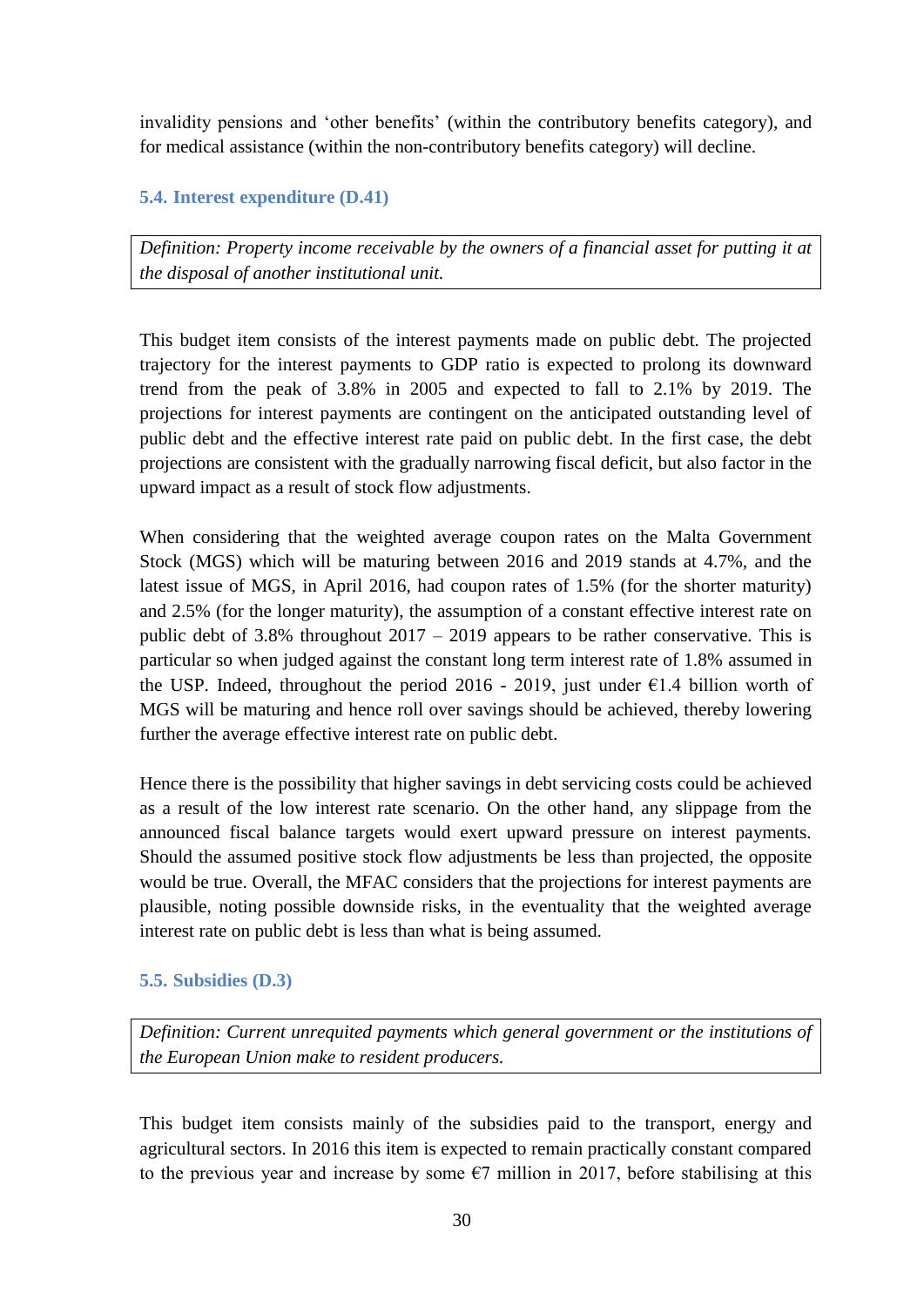invalidity pensions and 'other benefits' (within the contributory benefits category), and for medical assistance (within the non-contributory benefits category) will decline.

### 5.4. Interest expenditure (D.41)

> *Definition: Property income receivable by the owners of a financial asset for putting it at the disposal of another institutional unit.*

This budget item consists of the interest payments made on public debt. The projected trajectory for the interest payments to GDP ratio is expected to prolong its downward trend from the peak of 3.8% in 2005 and expected to fall to 2.1% by 2019. The projections for interest payments are contingent on the anticipated outstanding level of public debt and the effective interest rate paid on public debt. In the first case, the debt projections are consistent with the gradually narrowing fiscal deficit, but also factor in the upward impact as a result of stock flow adjustments.

When considering that the weighted average coupon rates on the Malta Government Stock (MGS) which will be maturing between 2016 and 2019 stands at 4.7%, and the latest issue of MGS, in April 2016, had coupon rates of 1.5% (for the shorter maturity) and 2.5% (for the longer maturity), the assumption of a constant effective interest rate on public debt of 3.8% throughout 2017 – 2019 appears to be rather conservative. This is particular so when judged against the constant long term interest rate of 1.8% assumed in the USP. Indeed, throughout the period 2016 - 2019, just under €1.4 billion worth of MGS will be maturing and hence roll over savings should be achieved, thereby lowering further the average effective interest rate on public debt.

Hence there is the possibility that higher savings in debt servicing costs could be achieved as a result of the low interest rate scenario. On the other hand, any slippage from the announced fiscal balance targets would exert upward pressure on interest payments. Should the assumed positive stock flow adjustments be less than projected, the opposite would be true. Overall, the MFAC considers that the projections for interest payments are plausible, noting possible downside risks, in the eventuality that the weighted average interest rate on public debt is less than what is being assumed.

### 5.5. Subsidies (D.3)

> *Definition: Current unrequited payments which general government or the institutions of the European Union make to resident producers.*

This budget item consists mainly of the subsidies paid to the transport, energy and agricultural sectors. In 2016 this item is expected to remain practically constant compared to the previous year and increase by some €7 million in 2017, before stabilising at this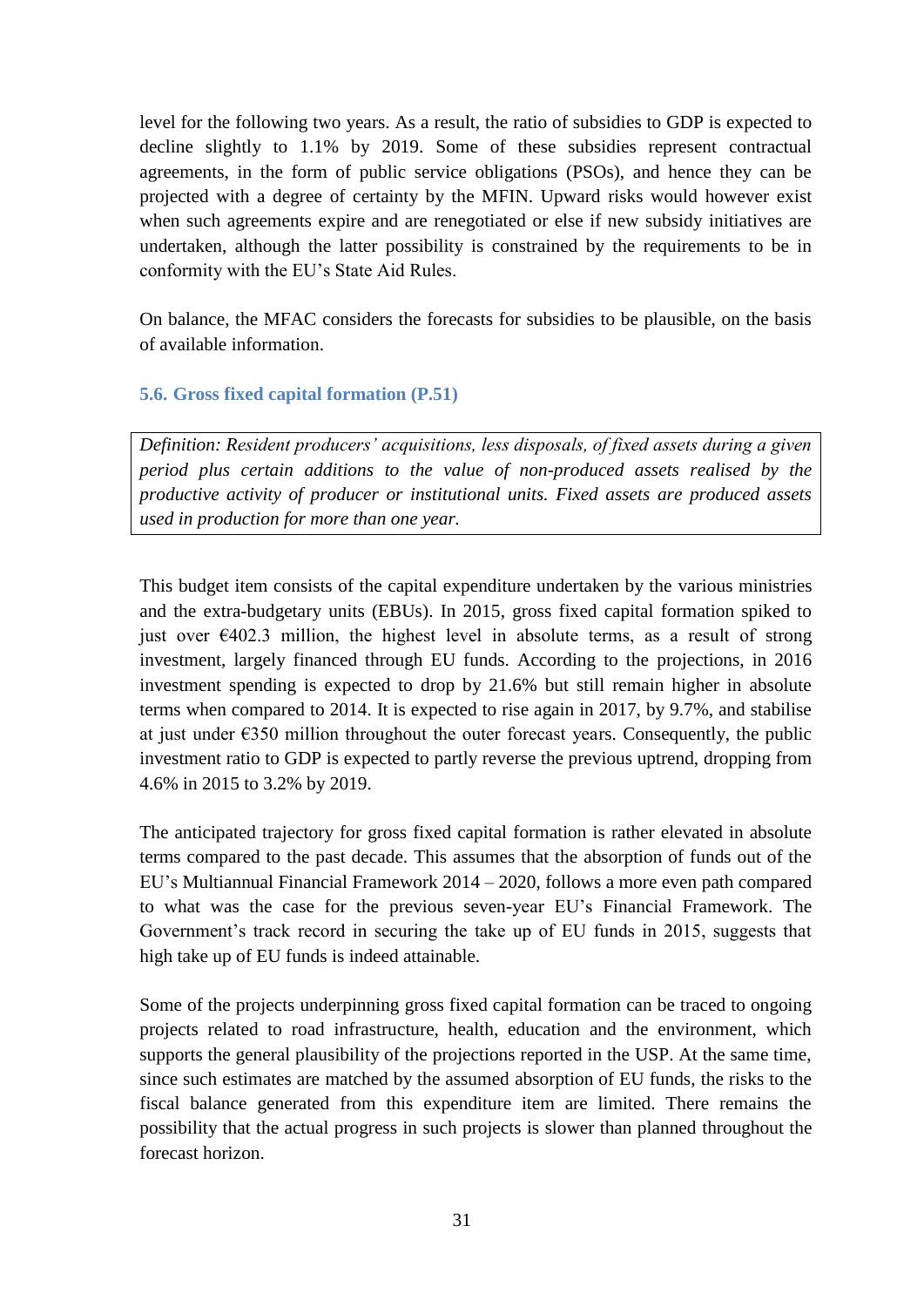level for the following two years. As a result, the ratio of subsidies to GDP is expected to decline slightly to 1.1% by 2019. Some of these subsidies represent contractual agreements, in the form of public service obligations (PSOs), and hence they can be projected with a degree of certainty by the MFIN. Upward risks would however exist when such agreements expire and are renegotiated or else if new subsidy initiatives are undertaken, although the latter possibility is constrained by the requirements to be in conformity with the EU's State Aid Rules.

On balance, the MFAC considers the forecasts for subsidies to be plausible, on the basis of available information.

### 5.6. Gross fixed capital formation (P.51)

> *Definition: Resident producers' acquisitions, less disposals, of fixed assets during a given period plus certain additions to the value of non-produced assets realised by the productive activity of producer or institutional units. Fixed assets are produced assets used in production for more than one year.*

This budget item consists of the capital expenditure undertaken by the various ministries and the extra-budgetary units (EBUs). In 2015, gross fixed capital formation spiked to just over €402.3 million, the highest level in absolute terms, as a result of strong investment, largely financed through EU funds. According to the projections, in 2016 investment spending is expected to drop by 21.6% but still remain higher in absolute terms when compared to 2014. It is expected to rise again in 2017, by 9.7%, and stabilise at just under €350 million throughout the outer forecast years. Consequently, the public investment ratio to GDP is expected to partly reverse the previous uptrend, dropping from 4.6% in 2015 to 3.2% by 2019.

The anticipated trajectory for gross fixed capital formation is rather elevated in absolute terms compared to the past decade. This assumes that the absorption of funds out of the EU's Multiannual Financial Framework 2014 – 2020, follows a more even path compared to what was the case for the previous seven-year EU's Financial Framework. The Government's track record in securing the take up of EU funds in 2015, suggests that high take up of EU funds is indeed attainable.

Some of the projects underpinning gross fixed capital formation can be traced to ongoing projects related to road infrastructure, health, education and the environment, which supports the general plausibility of the projections reported in the USP. At the same time, since such estimates are matched by the assumed absorption of EU funds, the risks to the fiscal balance generated from this expenditure item are limited. There remains the possibility that the actual progress in such projects is slower than planned throughout the forecast horizon.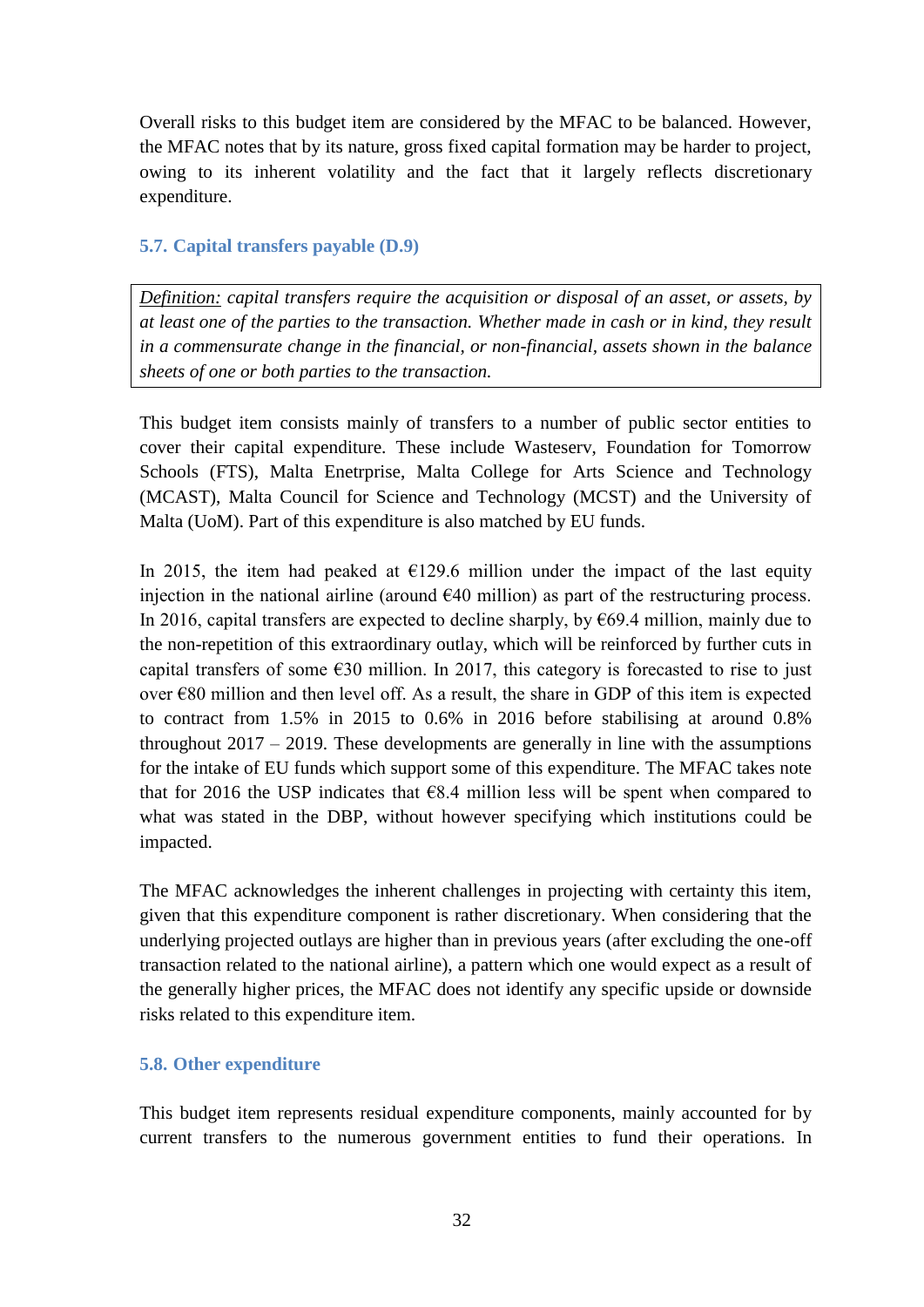Overall risks to this budget item are considered by the MFAC to be balanced. However, the MFAC notes that by its nature, gross fixed capital formation may be harder to project, owing to its inherent volatility and the fact that it largely reflects discretionary expenditure.

### 5.7. Capital transfers payable (D.9)

> *<u>Definition:</u> capital transfers require the acquisition or disposal of an asset, or assets, by at least one of the parties to the transaction. Whether made in cash or in kind, they result in a commensurate change in the financial, or non-financial, assets shown in the balance sheets of one or both parties to the transaction.*

This budget item consists mainly of transfers to a number of public sector entities to cover their capital expenditure. These include Wasteserv, Foundation for Tomorrow Schools (FTS), Malta Enetrprise, Malta College for Arts Science and Technology (MCAST), Malta Council for Science and Technology (MCST) and the University of Malta (UoM). Part of this expenditure is also matched by EU funds.

In 2015, the item had peaked at €129.6 million under the impact of the last equity injection in the national airline (around €40 million) as part of the restructuring process. In 2016, capital transfers are expected to decline sharply, by €69.4 million, mainly due to the non-repetition of this extraordinary outlay, which will be reinforced by further cuts in capital transfers of some €30 million. In 2017, this category is forecasted to rise to just over €80 million and then level off. As a result, the share in GDP of this item is expected to contract from 1.5% in 2015 to 0.6% in 2016 before stabilising at around 0.8% throughout 2017 – 2019. These developments are generally in line with the assumptions for the intake of EU funds which support some of this expenditure. The MFAC takes note that for 2016 the USP indicates that €8.4 million less will be spent when compared to what was stated in the DBP, without however specifying which institutions could be impacted.

The MFAC acknowledges the inherent challenges in projecting with certainty this item, given that this expenditure component is rather discretionary. When considering that the underlying projected outlays are higher than in previous years (after excluding the one-off transaction related to the national airline), a pattern which one would expect as a result of the generally higher prices, the MFAC does not identify any specific upside or downside risks related to this expenditure item.

### 5.8. Other expenditure

This budget item represents residual expenditure components, mainly accounted for by current transfers to the numerous government entities to fund their operations. In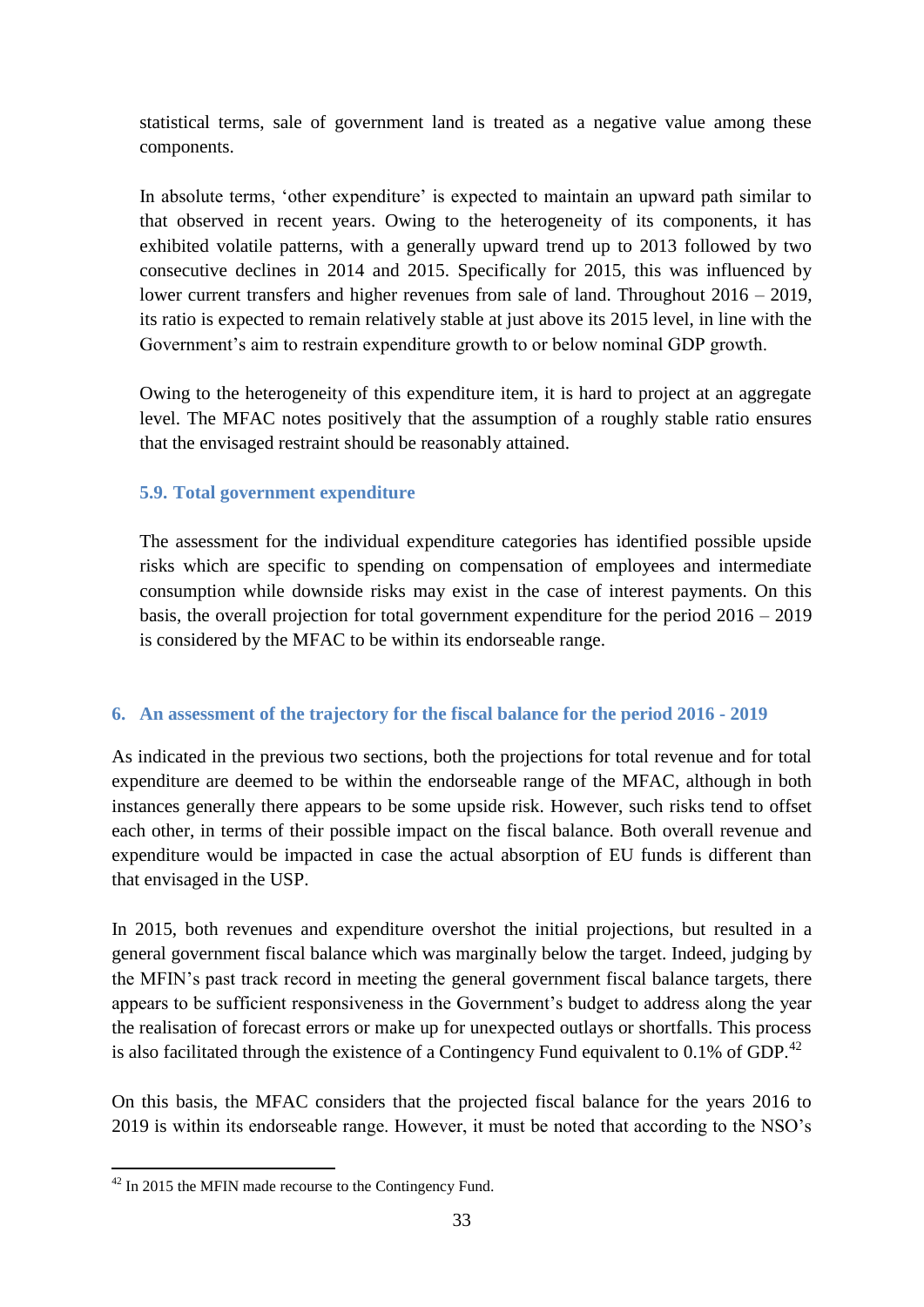statistical terms, sale of government land is treated as a negative value among these components.

In absolute terms, 'other expenditure' is expected to maintain an upward path similar to that observed in recent years. Owing to the heterogeneity of its components, it has exhibited volatile patterns, with a generally upward trend up to 2013 followed by two consecutive declines in 2014 and 2015. Specifically for 2015, this was influenced by lower current transfers and higher revenues from sale of land. Throughout 2016 – 2019, its ratio is expected to remain relatively stable at just above its 2015 level, in line with the Government's aim to restrain expenditure growth to or below nominal GDP growth.

Owing to the heterogeneity of this expenditure item, it is hard to project at an aggregate level. The MFAC notes positively that the assumption of a roughly stable ratio ensures that the envisaged restraint should be reasonably attained.

### 5.9. Total government expenditure

The assessment for the individual expenditure categories has identified possible upside risks which are specific to spending on compensation of employees and intermediate consumption while downside risks may exist in the case of interest payments. On this basis, the overall projection for total government expenditure for the period 2016 – 2019 is considered by the MFAC to be within its endorseable range.

## 6. An assessment of the trajectory for the fiscal balance for the period 2016 - 2019

As indicated in the previous two sections, both the projections for total revenue and for total expenditure are deemed to be within the endorseable range of the MFAC, although in both instances generally there appears to be some upside risk. However, such risks tend to offset each other, in terms of their possible impact on the fiscal balance. Both overall revenue and expenditure would be impacted in case the actual absorption of EU funds is different than that envisaged in the USP.

In 2015, both revenues and expenditure overshot the initial projections, but resulted in a general government fiscal balance which was marginally below the target. Indeed, judging by the MFIN's past track record in meeting the general government fiscal balance targets, there appears to be sufficient responsiveness in the Government's budget to address along the year the realisation of forecast errors or make up for unexpected outlays or shortfalls. This process is also facilitated through the existence of a Contingency Fund equivalent to 0.1% of GDP.[42]

On this basis, the MFAC considers that the projected fiscal balance for the years 2016 to 2019 is within its endorseable range. However, it must be noted that according to the NSO's

[42] In 2015 the MFIN made recourse to the Contingency Fund.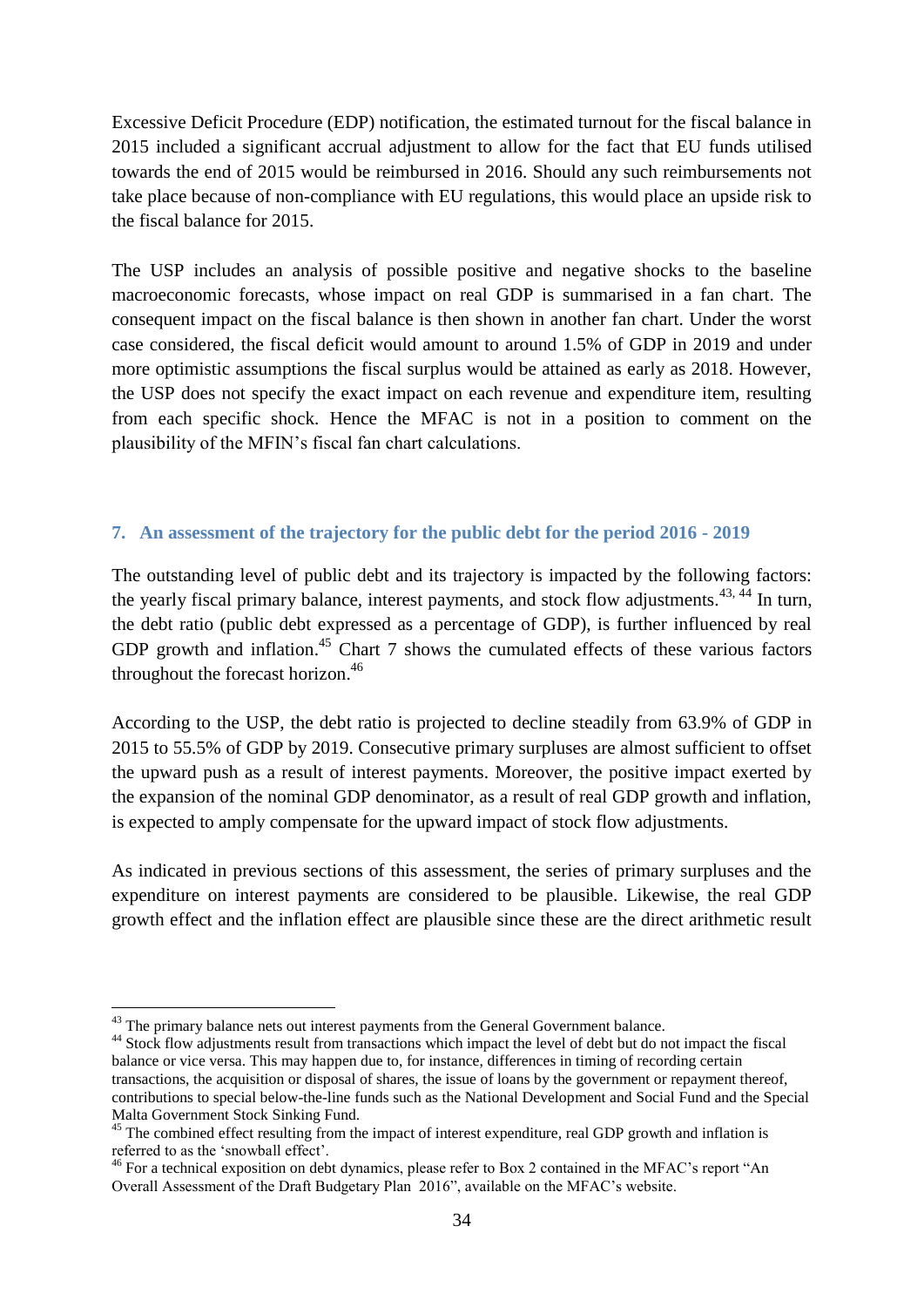Excessive Deficit Procedure (EDP) notification, the estimated turnout for the fiscal balance in 2015 included a significant accrual adjustment to allow for the fact that EU funds utilised towards the end of 2015 would be reimbursed in 2016. Should any such reimbursements not take place because of non-compliance with EU regulations, this would place an upside risk to the fiscal balance for 2015.

The USP includes an analysis of possible positive and negative shocks to the baseline macroeconomic forecasts, whose impact on real GDP is summarised in a fan chart. The consequent impact on the fiscal balance is then shown in another fan chart. Under the worst case considered, the fiscal deficit would amount to around 1.5% of GDP in 2019 and under more optimistic assumptions the fiscal surplus would be attained as early as 2018. However, the USP does not specify the exact impact on each revenue and expenditure item, resulting from each specific shock. Hence the MFAC is not in a position to comment on the plausibility of the MFIN's fiscal fan chart calculations.

## 7. An assessment of the trajectory for the public debt for the period 2016 - 2019

The outstanding level of public debt and its trajectory is impacted by the following factors: the yearly fiscal primary balance, interest payments, and stock flow adjustments.[43, 44] In turn, the debt ratio (public debt expressed as a percentage of GDP), is further influenced by real GDP growth and inflation.[45] Chart 7 shows the cumulated effects of these various factors throughout the forecast horizon.[46]

According to the USP, the debt ratio is projected to decline steadily from 63.9% of GDP in 2015 to 55.5% of GDP by 2019. Consecutive primary surpluses are almost sufficient to offset the upward push as a result of interest payments. Moreover, the positive impact exerted by the expansion of the nominal GDP denominator, as a result of real GDP growth and inflation, is expected to amply compensate for the upward impact of stock flow adjustments.

As indicated in previous sections of this assessment, the series of primary surpluses and the expenditure on interest payments are considered to be plausible. Likewise, the real GDP growth effect and the inflation effect are plausible since these are the direct arithmetic result

---

[43] The primary balance nets out interest payments from the General Government balance.

[44] Stock flow adjustments result from transactions which impact the level of debt but do not impact the fiscal balance or vice versa. This may happen due to, for instance, differences in timing of recording certain transactions, the acquisition or disposal of shares, the issue of loans by the government or repayment thereof, contributions to special below-the-line funds such as the National Development and Social Fund and the Special Malta Government Stock Sinking Fund.

[45] The combined effect resulting from the impact of interest expenditure, real GDP growth and inflation is referred to as the 'snowball effect'.

[46] For a technical exposition on debt dynamics, please refer to Box 2 contained in the MFAC's report "An Overall Assessment of the Draft Budgetary Plan 2016", available on the MFAC's website.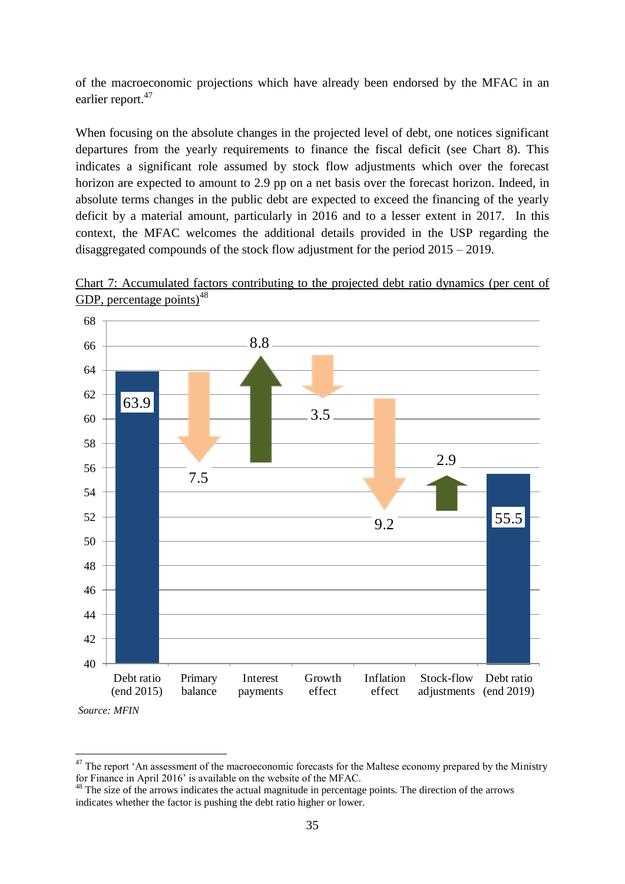of the macroeconomic projections which have already been endorsed by the MFAC in an earlier report.[47]

When focusing on the absolute changes in the projected level of debt, one notices significant departures from the yearly requirements to finance the fiscal deficit (see Chart 8). This indicates a significant role assumed by stock flow adjustments which over the forecast horizon are expected to amount to 2.9 pp on a net basis over the forecast horizon. Indeed, in absolute terms changes in the public debt are expected to exceed the financing of the yearly deficit by a material amount, particularly in 2016 and to a lesser extent in 2017. In this context, the MFAC welcomes the additional details provided in the USP regarding the disaggregated compounds of the stock flow adjustment for the period 2015 – 2019.

Chart 7: Accumulated factors contributing to the projected debt ratio dynamics (per cent of GDP, percentage points)[48]

| Factor | Value |
|---|---|
| Debt ratio (end 2015) | 63.9 |
| Primary balance | 7.5 (lower) |
| Interest payments | 8.8 (higher) |
| Growth effect | 3.5 (lower) |
| Inflation effect | 9.2 (lower) |
| Stock-flow adjustments | 2.9 (higher) |
| Debt ratio (end 2019) | 55.5 |

*Source: MFIN*

---

[47] The report 'An assessment of the macroeconomic forecasts for the Maltese economy prepared by the Ministry for Finance in April 2016' is available on the website of the MFAC.

[48] The size of the arrows indicates the actual magnitude in percentage points. The direction of the arrows indicates whether the factor is pushing the debt ratio higher or lower.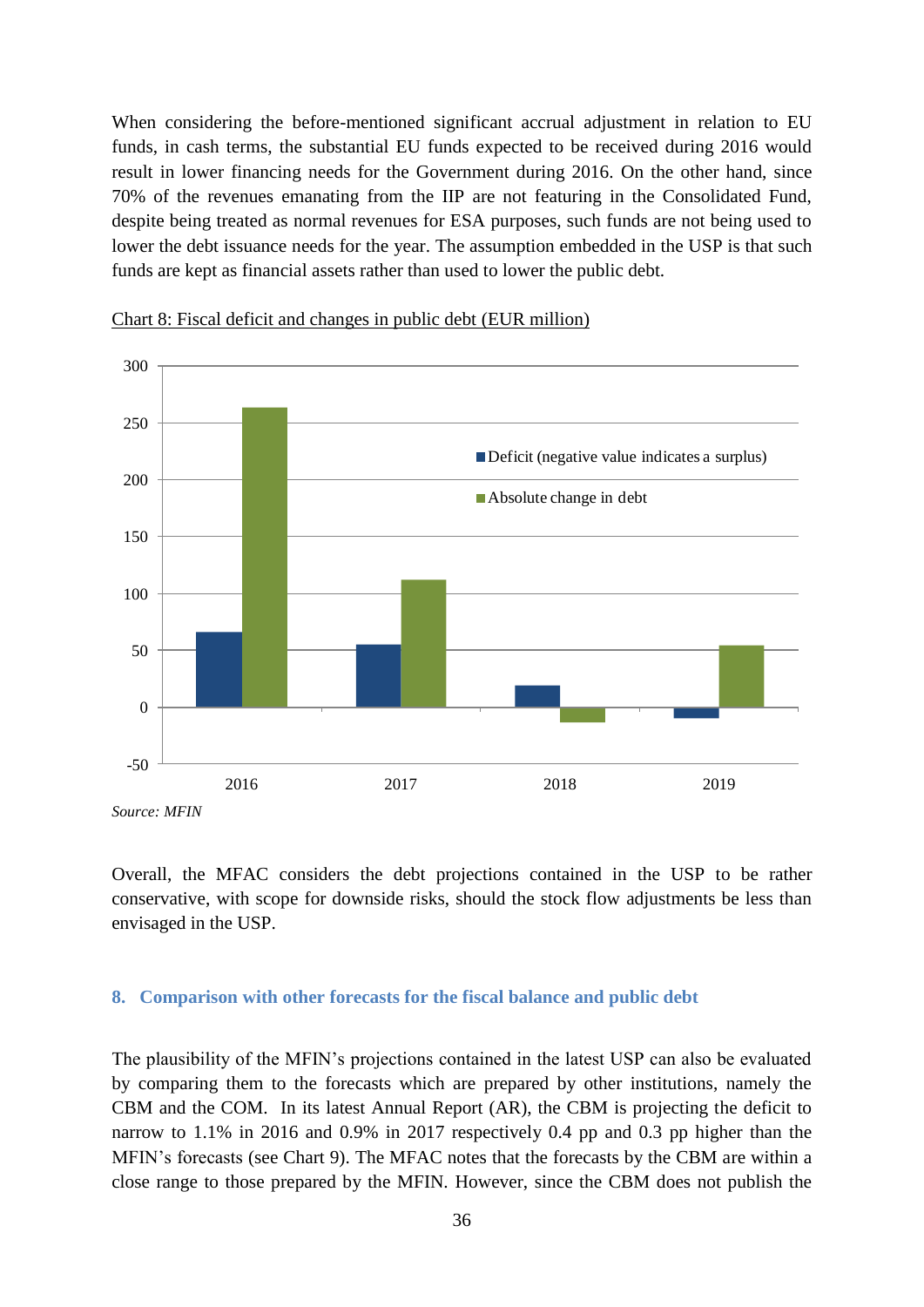When considering the before-mentioned significant accrual adjustment in relation to EU funds, in cash terms, the substantial EU funds expected to be received during 2016 would result in lower financing needs for the Government during 2016. On the other hand, since 70% of the revenues emanating from the IIP are not featuring in the Consolidated Fund, despite being treated as normal revenues for ESA purposes, such funds are not being used to lower the debt issuance needs for the year. The assumption embedded in the USP is that such funds are kept as financial assets rather than used to lower the public debt.

Chart 8: Fiscal deficit and changes in public debt (EUR million)

*Source: MFIN*

Overall, the MFAC considers the debt projections contained in the USP to be rather conservative, with scope for downside risks, should the stock flow adjustments be less than envisaged in the USP.

## 8. Comparison with other forecasts for the fiscal balance and public debt

The plausibility of the MFIN's projections contained in the latest USP can also be evaluated by comparing them to the forecasts which are prepared by other institutions, namely the CBM and the COM. In its latest Annual Report (AR), the CBM is projecting the deficit to narrow to 1.1% in 2016 and 0.9% in 2017 respectively 0.4 pp and 0.3 pp higher than the MFIN's forecasts (see Chart 9). The MFAC notes that the forecasts by the CBM are within a close range to those prepared by the MFIN. However, since the CBM does not publish the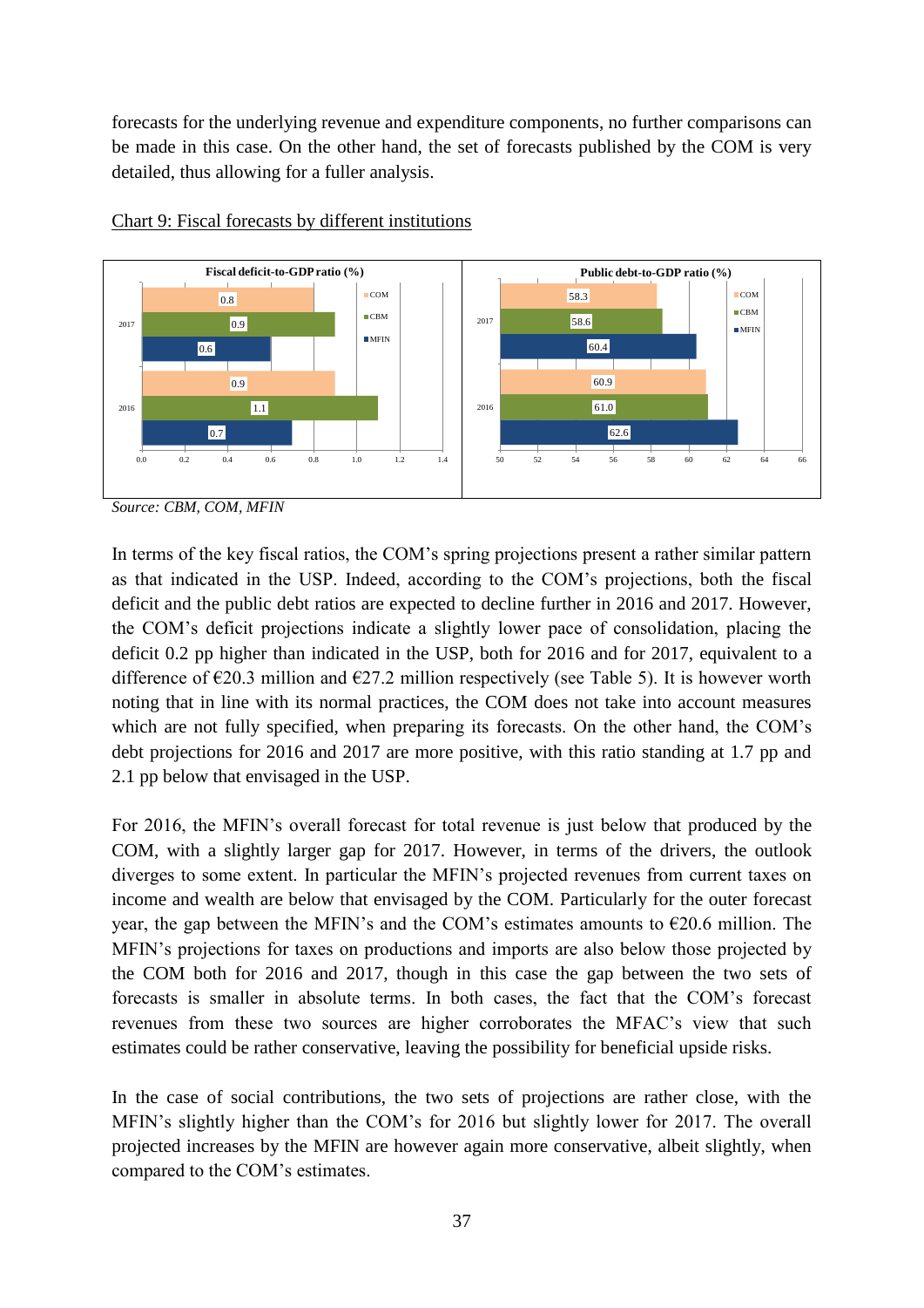forecasts for the underlying revenue and expenditure components, no further comparisons can be made in this case. On the other hand, the set of forecasts published by the COM is very detailed, thus allowing for a fuller analysis.

Chart 9: Fiscal forecasts by different institutions

**Fiscal deficit-to-GDP ratio (%)**

| | COM | CBM | MFIN |
|---|---|---|---|
| 2017 | 0.8 | 0.9 | 0.6 |
| 2016 | 0.9 | 1.1 | 0.7 |

**Public debt-to-GDP ratio (%)**

| | COM | CBM | MFIN |
|---|---|---|---|
| 2017 | 58.3 | 58.6 | 60.4 |
| 2016 | 60.9 | 61.0 | 62.6 |

*Source: CBM, COM, MFIN*

In terms of the key fiscal ratios, the COM's spring projections present a rather similar pattern as that indicated in the USP. Indeed, according to the COM's projections, both the fiscal deficit and the public debt ratios are expected to decline further in 2016 and 2017. However, the COM's deficit projections indicate a slightly lower pace of consolidation, placing the deficit 0.2 pp higher than indicated in the USP, both for 2016 and for 2017, equivalent to a difference of €20.3 million and €27.2 million respectively (see Table 5). It is however worth noting that in line with its normal practices, the COM does not take into account measures which are not fully specified, when preparing its forecasts. On the other hand, the COM's debt projections for 2016 and 2017 are more positive, with this ratio standing at 1.7 pp and 2.1 pp below that envisaged in the USP.

For 2016, the MFIN's overall forecast for total revenue is just below that produced by the COM, with a slightly larger gap for 2017. However, in terms of the drivers, the outlook diverges to some extent. In particular the MFIN's projected revenues from current taxes on income and wealth are below that envisaged by the COM. Particularly for the outer forecast year, the gap between the MFIN's and the COM's estimates amounts to €20.6 million. The MFIN's projections for taxes on productions and imports are also below those projected by the COM both for 2016 and 2017, though in this case the gap between the two sets of forecasts is smaller in absolute terms. In both cases, the fact that the COM's forecast revenues from these two sources are higher corroborates the MFAC's view that such estimates could be rather conservative, leaving the possibility for beneficial upside risks.

In the case of social contributions, the two sets of projections are rather close, with the MFIN's slightly higher than the COM's for 2016 but slightly lower for 2017. The overall projected increases by the MFIN are however again more conservative, albeit slightly, when compared to the COM's estimates.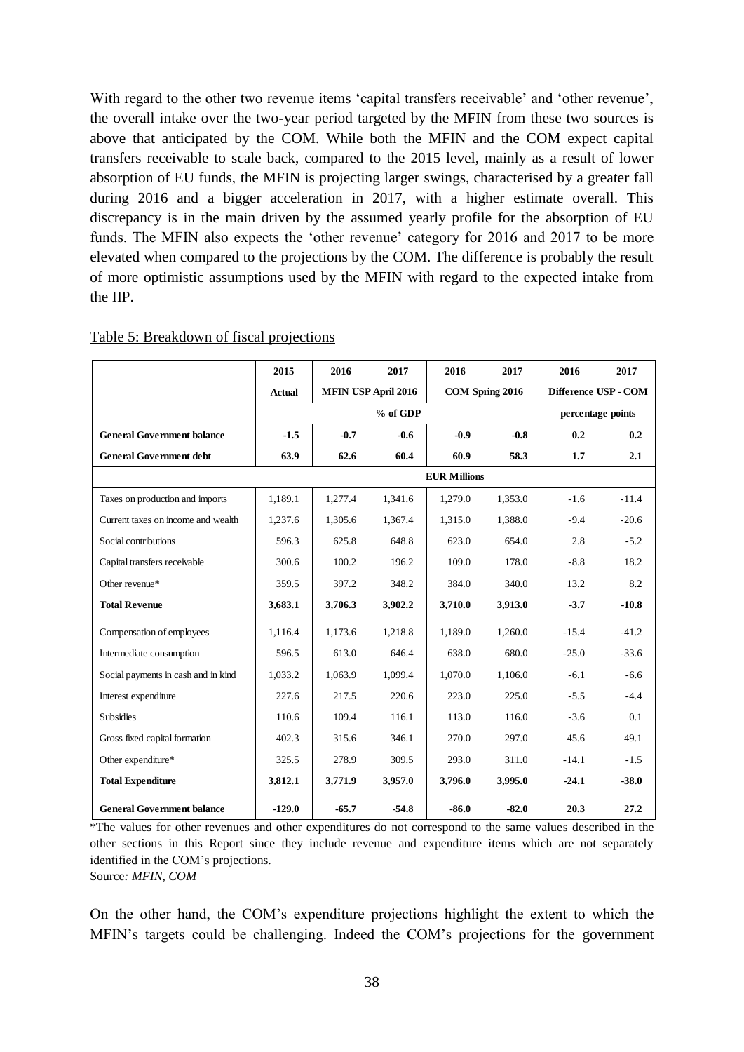With regard to the other two revenue items 'capital transfers receivable' and 'other revenue', the overall intake over the two-year period targeted by the MFIN from these two sources is above that anticipated by the COM. While both the MFIN and the COM expect capital transfers receivable to scale back, compared to the 2015 level, mainly as a result of lower absorption of EU funds, the MFIN is projecting larger swings, characterised by a greater fall during 2016 and a bigger acceleration in 2017, with a higher estimate overall. This discrepancy is in the main driven by the assumed yearly profile for the absorption of EU funds. The MFIN also expects the 'other revenue' category for 2016 and 2017 to be more elevated when compared to the projections by the COM. The difference is probably the result of more optimistic assumptions used by the MFIN with regard to the expected intake from the IIP.

Table 5: Breakdown of fiscal projections

| | 2015 | 2016 | 2017 | 2016 | 2017 | 2016 | 2017 |
|---|---|---|---|---|---|---|---|
| | Actual | MFIN USP April 2016 | | COM Spring 2016 | | Difference USP - COM | |
| | % of GDP | | | | | percentage points | |
| **General Government balance** | **-1.5** | **-0.7** | **-0.6** | **-0.9** | **-0.8** | **0.2** | **0.2** |
| **General Government debt** | **63.9** | **62.6** | **60.4** | **60.9** | **58.3** | **1.7** | **2.1** |
| | EUR Millions | | | | | | |
| Taxes on production and imports | 1,189.1 | 1,277.4 | 1,341.6 | 1,279.0 | 1,353.0 | -1.6 | -11.4 |
| Current taxes on income and wealth | 1,237.6 | 1,305.6 | 1,367.4 | 1,315.0 | 1,388.0 | -9.4 | -20.6 |
| Social contributions | 596.3 | 625.8 | 648.8 | 623.0 | 654.0 | 2.8 | -5.2 |
| Capital transfers receivable | 300.6 | 100.2 | 196.2 | 109.0 | 178.0 | -8.8 | 18.2 |
| Other revenue* | 359.5 | 397.2 | 348.2 | 384.0 | 340.0 | 13.2 | 8.2 |
| **Total Revenue** | **3,683.1** | **3,706.3** | **3,902.2** | **3,710.0** | **3,913.0** | **-3.7** | **-10.8** |
| Compensation of employees | 1,116.4 | 1,173.6 | 1,218.8 | 1,189.0 | 1,260.0 | -15.4 | -41.2 |
| Intermediate consumption | 596.5 | 613.0 | 646.4 | 638.0 | 680.0 | -25.0 | -33.6 |
| Social payments in cash and in kind | 1,033.2 | 1,063.9 | 1,099.4 | 1,070.0 | 1,106.0 | -6.1 | -6.6 |
| Interest expenditure | 227.6 | 217.5 | 220.6 | 223.0 | 225.0 | -5.5 | -4.4 |
| Subsidies | 110.6 | 109.4 | 116.1 | 113.0 | 116.0 | -3.6 | 0.1 |
| Gross fixed capital formation | 402.3 | 315.6 | 346.1 | 270.0 | 297.0 | 45.6 | 49.1 |
| Other expenditure* | 325.5 | 278.9 | 309.5 | 293.0 | 311.0 | -14.1 | -1.5 |
| **Total Expenditure** | **3,812.1** | **3,771.9** | **3,957.0** | **3,796.0** | **3,995.0** | **-24.1** | **-38.0** |
| **General Government balance** | **-129.0** | **-65.7** | **-54.8** | **-86.0** | **-82.0** | **20.3** | **27.2** |

*The values for other revenues and other expenditures do not correspond to the same values described in the other sections in this Report since they include revenue and expenditure items which are not separately identified in the COM's projections.

Source*: MFIN, COM*

On the other hand, the COM's expenditure projections highlight the extent to which the MFIN's targets could be challenging. Indeed the COM's projections for the government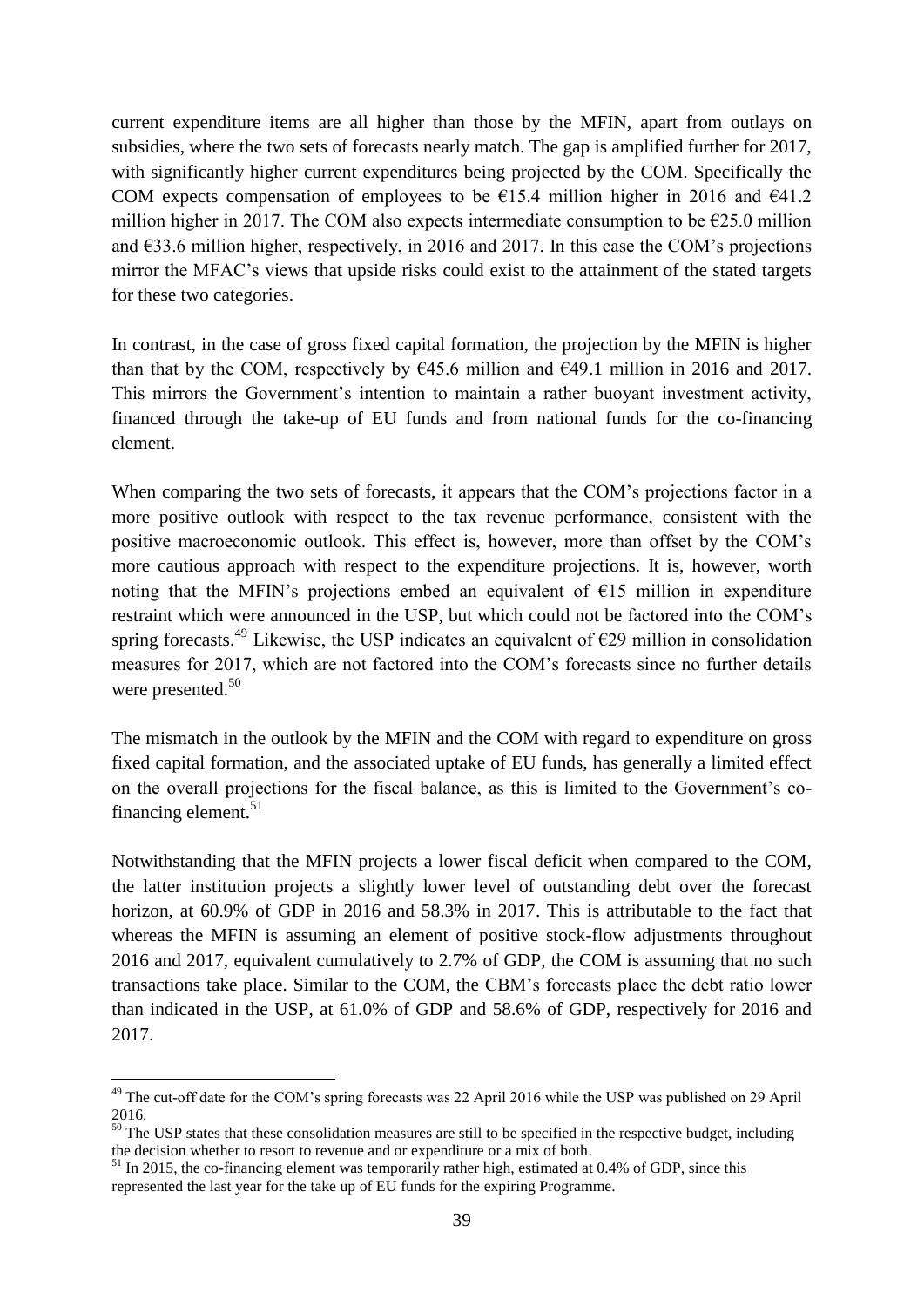current expenditure items are all higher than those by the MFIN, apart from outlays on subsidies, where the two sets of forecasts nearly match. The gap is amplified further for 2017, with significantly higher current expenditures being projected by the COM. Specifically the COM expects compensation of employees to be €15.4 million higher in 2016 and €41.2 million higher in 2017. The COM also expects intermediate consumption to be €25.0 million and €33.6 million higher, respectively, in 2016 and 2017. In this case the COM's projections mirror the MFAC's views that upside risks could exist to the attainment of the stated targets for these two categories.

In contrast, in the case of gross fixed capital formation, the projection by the MFIN is higher than that by the COM, respectively by €45.6 million and €49.1 million in 2016 and 2017. This mirrors the Government's intention to maintain a rather buoyant investment activity, financed through the take-up of EU funds and from national funds for the co-financing element.

When comparing the two sets of forecasts, it appears that the COM's projections factor in a more positive outlook with respect to the tax revenue performance, consistent with the positive macroeconomic outlook. This effect is, however, more than offset by the COM's more cautious approach with respect to the expenditure projections. It is, however, worth noting that the MFIN's projections embed an equivalent of €15 million in expenditure restraint which were announced in the USP, but which could not be factored into the COM's spring forecasts.[49] Likewise, the USP indicates an equivalent of €29 million in consolidation measures for 2017, which are not factored into the COM's forecasts since no further details were presented.[50]

The mismatch in the outlook by the MFIN and the COM with regard to expenditure on gross fixed capital formation, and the associated uptake of EU funds, has generally a limited effect on the overall projections for the fiscal balance, as this is limited to the Government's co-financing element.[51]

Notwithstanding that the MFIN projects a lower fiscal deficit when compared to the COM, the latter institution projects a slightly lower level of outstanding debt over the forecast horizon, at 60.9% of GDP in 2016 and 58.3% in 2017. This is attributable to the fact that whereas the MFIN is assuming an element of positive stock-flow adjustments throughout 2016 and 2017, equivalent cumulatively to 2.7% of GDP, the COM is assuming that no such transactions take place. Similar to the COM, the CBM's forecasts place the debt ratio lower than indicated in the USP, at 61.0% of GDP and 58.6% of GDP, respectively for 2016 and 2017.

---

[49] The cut-off date for the COM's spring forecasts was 22 April 2016 while the USP was published on 29 April 2016.

[50] The USP states that these consolidation measures are still to be specified in the respective budget, including the decision whether to resort to revenue and or expenditure or a mix of both.

[51] In 2015, the co-financing element was temporarily rather high, estimated at 0.4% of GDP, since this represented the last year for the take up of EU funds for the expiring Programme.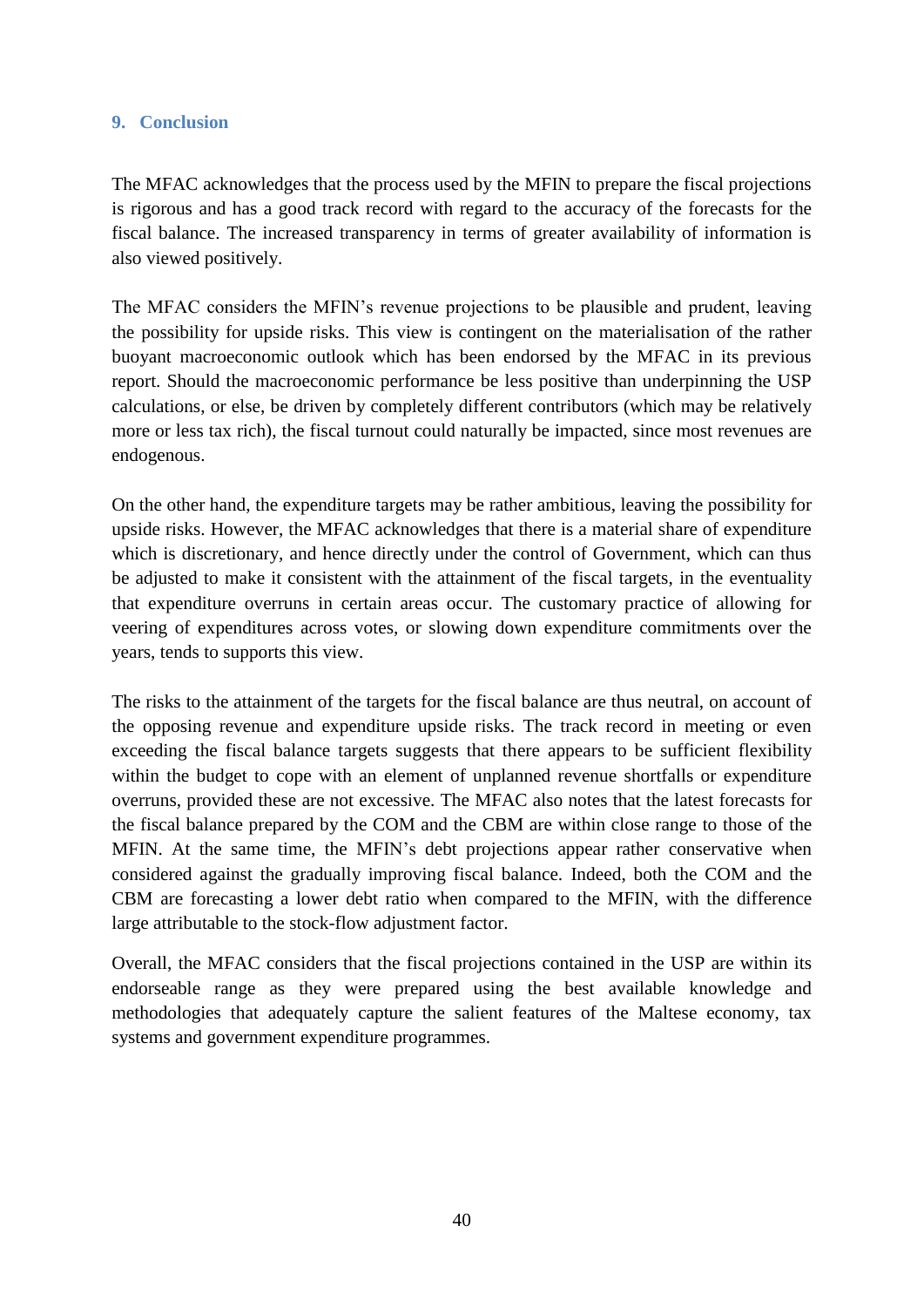## 9. Conclusion

The MFAC acknowledges that the process used by the MFIN to prepare the fiscal projections is rigorous and has a good track record with regard to the accuracy of the forecasts for the fiscal balance. The increased transparency in terms of greater availability of information is also viewed positively.

The MFAC considers the MFIN's revenue projections to be plausible and prudent, leaving the possibility for upside risks. This view is contingent on the materialisation of the rather buoyant macroeconomic outlook which has been endorsed by the MFAC in its previous report. Should the macroeconomic performance be less positive than underpinning the USP calculations, or else, be driven by completely different contributors (which may be relatively more or less tax rich), the fiscal turnout could naturally be impacted, since most revenues are endogenous.

On the other hand, the expenditure targets may be rather ambitious, leaving the possibility for upside risks. However, the MFAC acknowledges that there is a material share of expenditure which is discretionary, and hence directly under the control of Government, which can thus be adjusted to make it consistent with the attainment of the fiscal targets, in the eventuality that expenditure overruns in certain areas occur. The customary practice of allowing for veering of expenditures across votes, or slowing down expenditure commitments over the years, tends to supports this view.

The risks to the attainment of the targets for the fiscal balance are thus neutral, on account of the opposing revenue and expenditure upside risks. The track record in meeting or even exceeding the fiscal balance targets suggests that there appears to be sufficient flexibility within the budget to cope with an element of unplanned revenue shortfalls or expenditure overruns, provided these are not excessive. The MFAC also notes that the latest forecasts for the fiscal balance prepared by the COM and the CBM are within close range to those of the MFIN. At the same time, the MFIN's debt projections appear rather conservative when considered against the gradually improving fiscal balance. Indeed, both the COM and the CBM are forecasting a lower debt ratio when compared to the MFIN, with the difference large attributable to the stock-flow adjustment factor.

Overall, the MFAC considers that the fiscal projections contained in the USP are within its endorseable range as they were prepared using the best available knowledge and methodologies that adequately capture the salient features of the Maltese economy, tax systems and government expenditure programmes.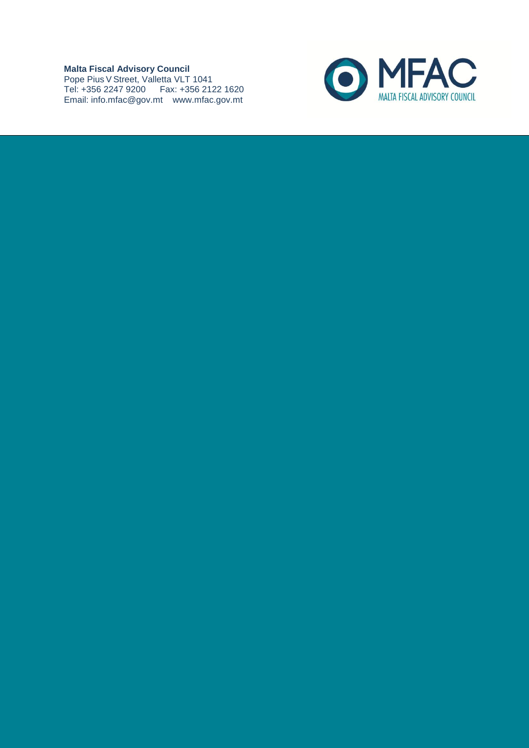**Malta Fiscal Advisory Council**
Pope Pius V Street, Valletta VLT 1041
Tel: +356 2247 9200 Fax: +356 2122 1620
Email: info.mfac@gov.mt www.mfac.gov.mt

MFAC
MALTA FISCAL ADVISORY COUNCIL